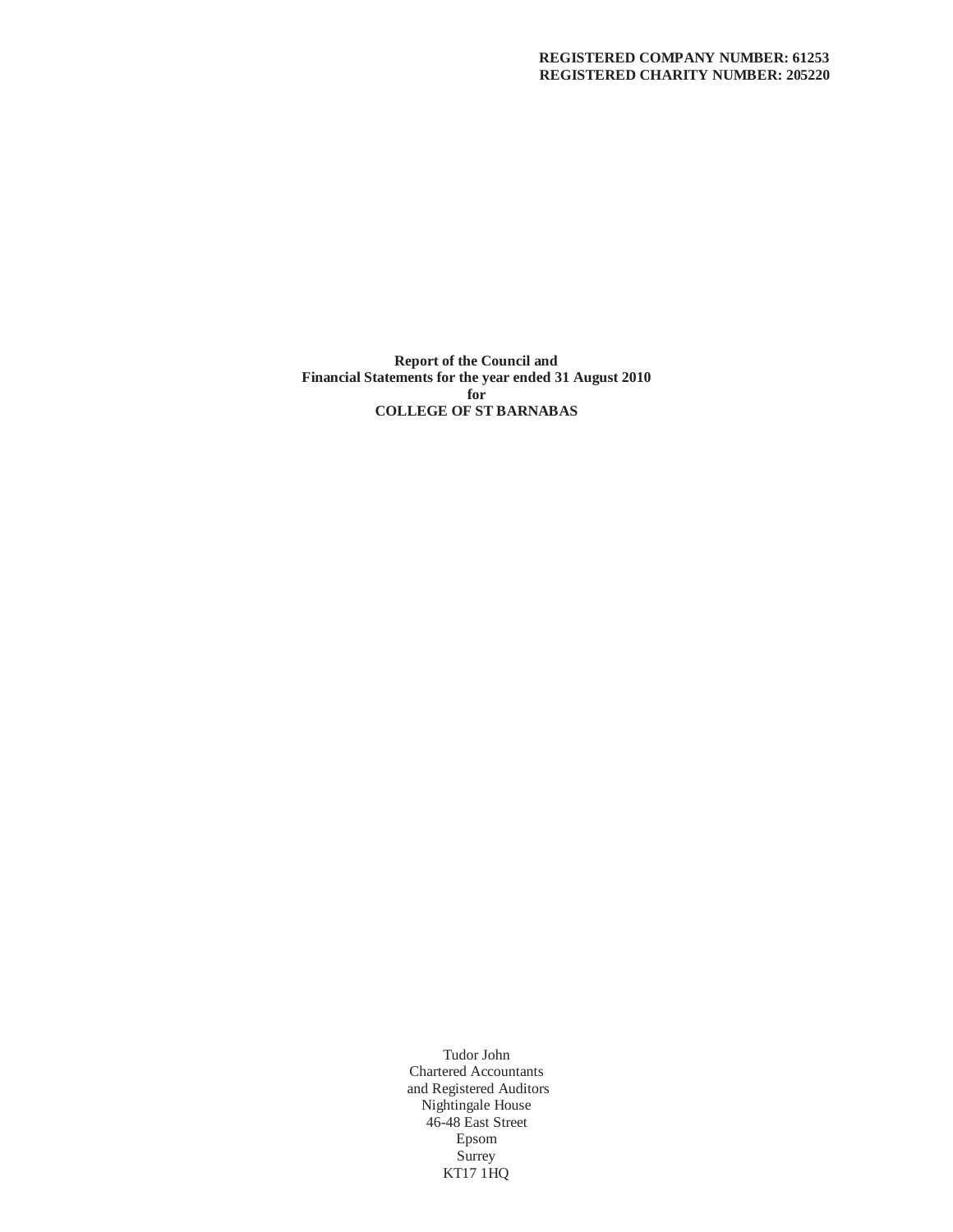**REGISTERED COMPANY NUMBER: 61253**
**REGISTERED CHARITY NUMBER: 205220**

# Report of the Council and Financial Statements for the year ended 31 August 2010 for COLLEGE OF ST BARNABAS

Tudor John
Chartered Accountants
and Registered Auditors
Nightingale House
46-48 East Street
Epsom
Surrey
KT17 1HQ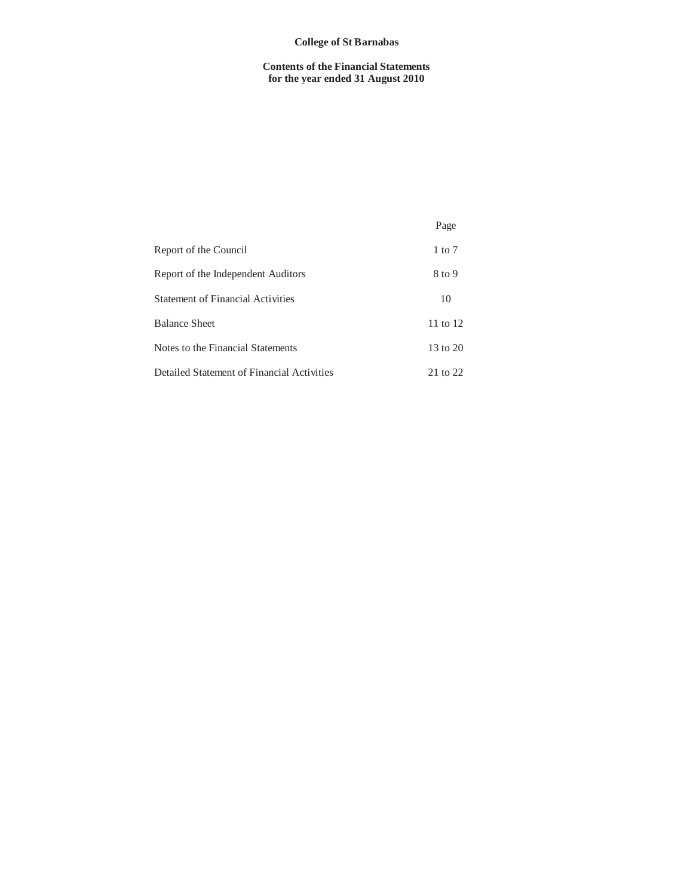**College of St Barnabas**

**Contents of the Financial Statements**
**for the year ended 31 August 2010**

| | Page |
|---|---|
| Report of the Council | 1 to 7 |
| Report of the Independent Auditors | 8 to 9 |
| Statement of Financial Activities | 10 |
| Balance Sheet | 11 to 12 |
| Notes to the Financial Statements | 13 to 20 |
| Detailed Statement of Financial Activities | 21 to 22 |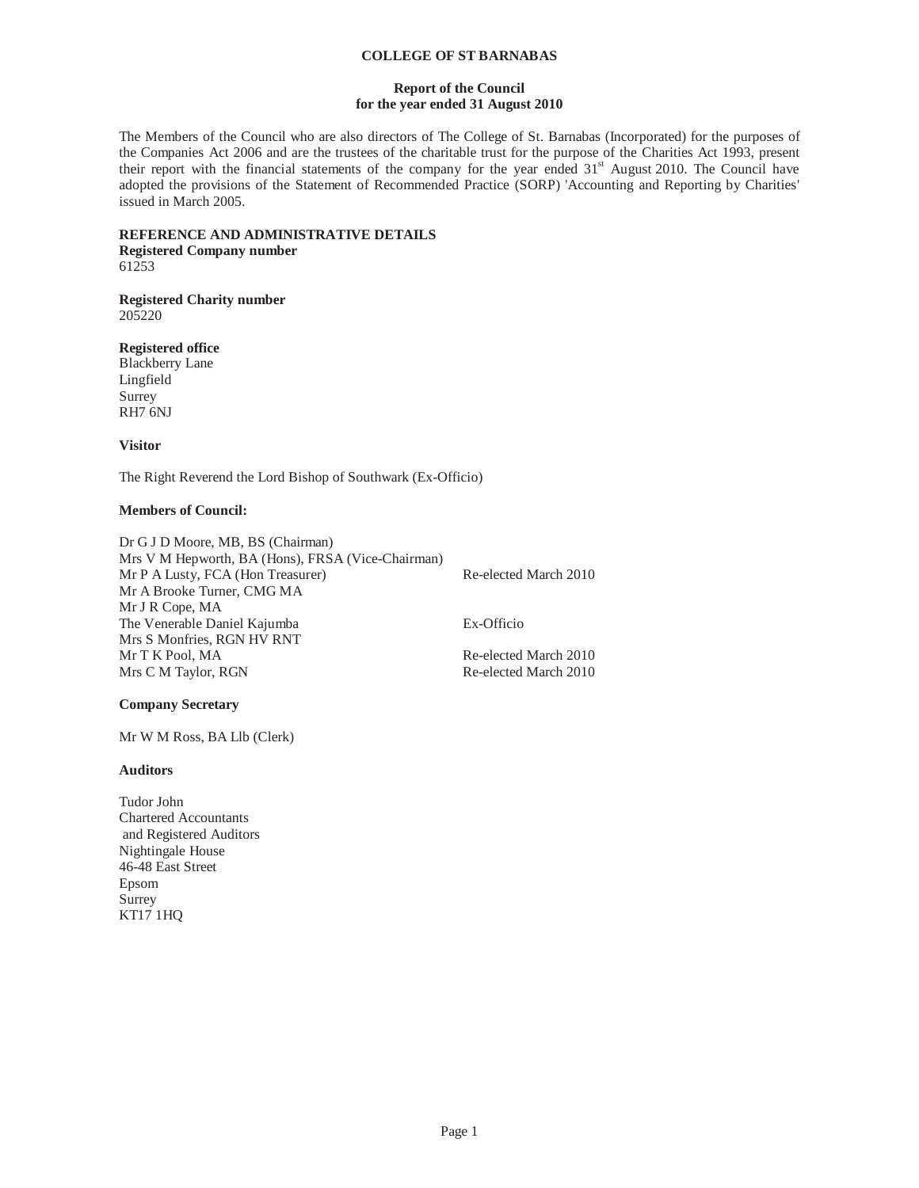# COLLEGE OF ST BARNABAS

## Report of the Council
## for the year ended 31 August 2010

The Members of the Council who are also directors of The College of St. Barnabas (Incorporated) for the purposes of the Companies Act 2006 and are the trustees of the charitable trust for the purpose of the Charities Act 1993, present their report with the financial statements of the company for the year ended 31st August 2010. The Council have adopted the provisions of the Statement of Recommended Practice (SORP) 'Accounting and Reporting by Charities' issued in March 2005.

**REFERENCE AND ADMINISTRATIVE DETAILS**

**Registered Company number**
61253

**Registered Charity number**
205220

**Registered office**
Blackberry Lane
Lingfield
Surrey
RH7 6NJ

**Visitor**

The Right Reverend the Lord Bishop of Southwark (Ex-Officio)

**Members of Council:**

| | |
|---|---|
| Dr G J D Moore, MB, BS (Chairman) | |
| Mrs V M Hepworth, BA (Hons), FRSA (Vice-Chairman) | |
| Mr P A Lusty, FCA (Hon Treasurer) | Re-elected March 2010 |
| Mr A Brooke Turner, CMG MA | |
| Mr J R Cope, MA | |
| The Venerable Daniel Kajumba | Ex-Officio |
| Mrs S Monfries, RGN HV RNT | |
| Mr T K Pool, MA | Re-elected March 2010 |
| Mrs C M Taylor, RGN | Re-elected March 2010 |

**Company Secretary**

Mr W M Ross, BA Llb (Clerk)

**Auditors**

Tudor John
Chartered Accountants
and Registered Auditors
Nightingale House
46-48 East Street
Epsom
Surrey
KT17 1HQ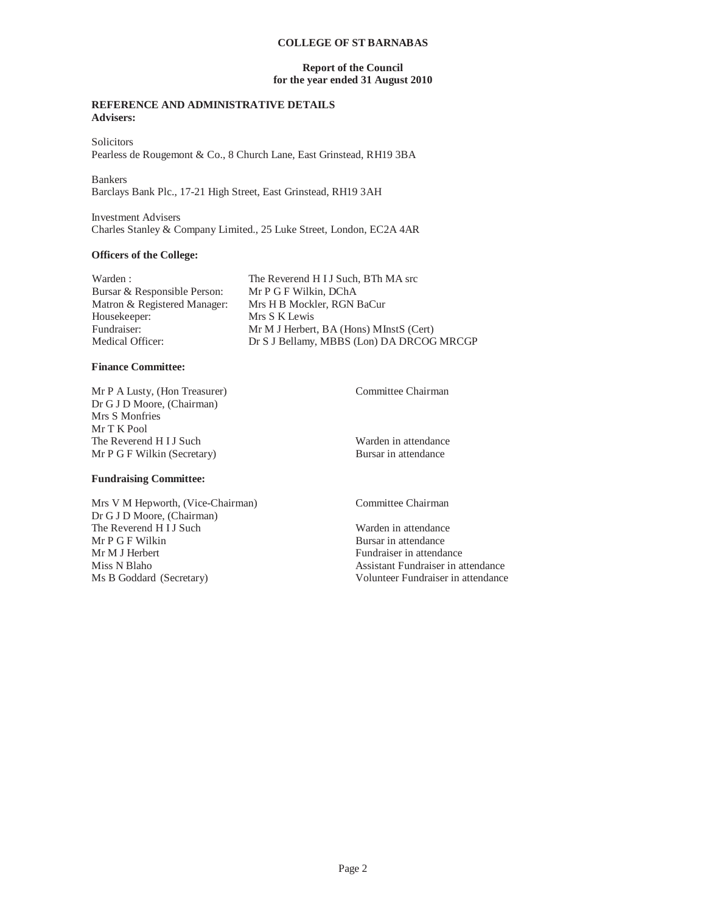# COLLEGE OF ST BARNABAS

## Report of the Council
## for the year ended 31 August 2010

### REFERENCE AND ADMINISTRATIVE DETAILS

**Advisers:**

Solicitors
Pearless de Rougemont & Co., 8 Church Lane, East Grinstead, RH19 3BA

Bankers
Barclays Bank Plc., 17-21 High Street, East Grinstead, RH19 3AH

Investment Advisers
Charles Stanley & Company Limited., 25 Luke Street, London, EC2A 4AR

**Officers of the College:**

| | |
|---|---|
| Warden : | The Reverend H I J Such, BTh MA src |
| Bursar & Responsible Person: | Mr P G F Wilkin, DChA |
| Matron & Registered Manager: | Mrs H B Mockler, RGN BaCur |
| Housekeeper: | Mrs S K Lewis |
| Fundraiser: | Mr M J Herbert, BA (Hons) MInstS (Cert) |
| Medical Officer: | Dr S J Bellamy, MBBS (Lon) DA DRCOG MRCGP |

**Finance Committee:**

| | |
|---|---|
| Mr P A Lusty, (Hon Treasurer) | Committee Chairman |
| Dr G J D Moore, (Chairman) | |
| Mrs S Monfries | |
| Mr T K Pool | |
| The Reverend H I J Such | Warden in attendance |
| Mr P G F Wilkin (Secretary) | Bursar in attendance |

**Fundraising Committee:**

| | |
|---|---|
| Mrs V M Hepworth, (Vice-Chairman) | Committee Chairman |
| Dr G J D Moore, (Chairman) | |
| The Reverend H I J Such | Warden in attendance |
| Mr P G F Wilkin | Bursar in attendance |
| Mr M J Herbert | Fundraiser in attendance |
| Miss N Blaho | Assistant Fundraiser in attendance |
| Ms B Goddard (Secretary) | Volunteer Fundraiser in attendance |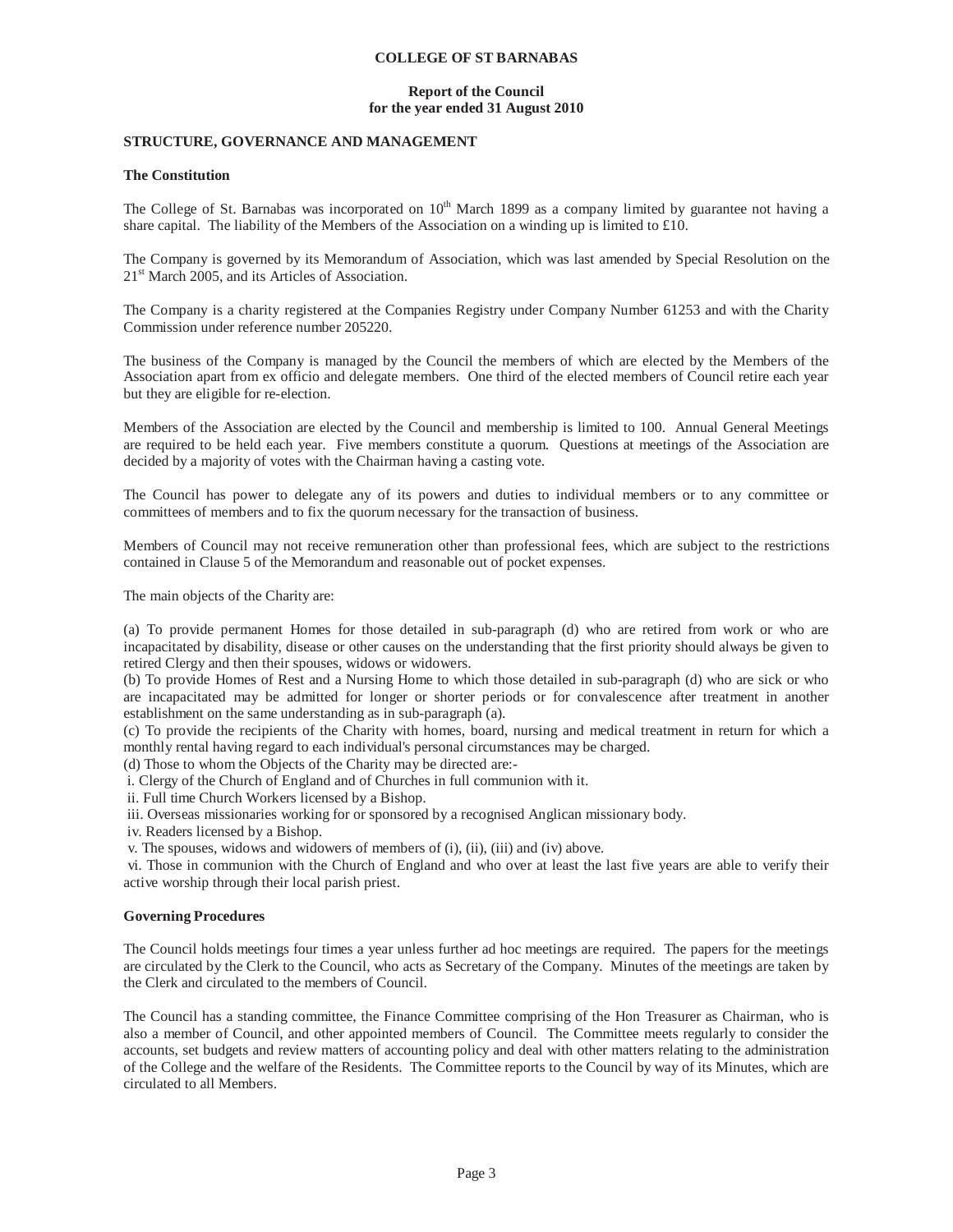# COLLEGE OF ST BARNABAS

## Report of the Council for the year ended 31 August 2010

### STRUCTURE, GOVERNANCE AND MANAGEMENT

#### The Constitution

The College of St. Barnabas was incorporated on 10th March 1899 as a company limited by guarantee not having a share capital. The liability of the Members of the Association on a winding up is limited to £10.

The Company is governed by its Memorandum of Association, which was last amended by Special Resolution on the 21st March 2005, and its Articles of Association.

The Company is a charity registered at the Companies Registry under Company Number 61253 and with the Charity Commission under reference number 205220.

The business of the Company is managed by the Council the members of which are elected by the Members of the Association apart from ex officio and delegate members. One third of the elected members of Council retire each year but they are eligible for re-election.

Members of the Association are elected by the Council and membership is limited to 100. Annual General Meetings are required to be held each year. Five members constitute a quorum. Questions at meetings of the Association are decided by a majority of votes with the Chairman having a casting vote.

The Council has power to delegate any of its powers and duties to individual members or to any committee or committees of members and to fix the quorum necessary for the transaction of business.

Members of Council may not receive remuneration other than professional fees, which are subject to the restrictions contained in Clause 5 of the Memorandum and reasonable out of pocket expenses.

The main objects of the Charity are:

(a) To provide permanent Homes for those detailed in sub-paragraph (d) who are retired from work or who are incapacitated by disability, disease or other causes on the understanding that the first priority should always be given to retired Clergy and then their spouses, widows or widowers.
(b) To provide Homes of Rest and a Nursing Home to which those detailed in sub-paragraph (d) who are sick or who are incapacitated may be admitted for longer or shorter periods or for convalescence after treatment in another establishment on the same understanding as in sub-paragraph (a).
(c) To provide the recipients of the Charity with homes, board, nursing and medical treatment in return for which a monthly rental having regard to each individual's personal circumstances may be charged.
(d) Those to whom the Objects of the Charity may be directed are:-
 i. Clergy of the Church of England and of Churches in full communion with it.
 ii. Full time Church Workers licensed by a Bishop.
 iii. Overseas missionaries working for or sponsored by a recognised Anglican missionary body.
 iv. Readers licensed by a Bishop.
 v. The spouses, widows and widowers of members of (i), (ii), (iii) and (iv) above.
 vi. Those in communion with the Church of England and who over at least the last five years are able to verify their active worship through their local parish priest.

#### Governing Procedures

The Council holds meetings four times a year unless further ad hoc meetings are required. The papers for the meetings are circulated by the Clerk to the Council, who acts as Secretary of the Company. Minutes of the meetings are taken by the Clerk and circulated to the members of Council.

The Council has a standing committee, the Finance Committee comprising of the Hon Treasurer as Chairman, who is also a member of Council, and other appointed members of Council. The Committee meets regularly to consider the accounts, set budgets and review matters of accounting policy and deal with other matters relating to the administration of the College and the welfare of the Residents. The Committee reports to the Council by way of its Minutes, which are circulated to all Members.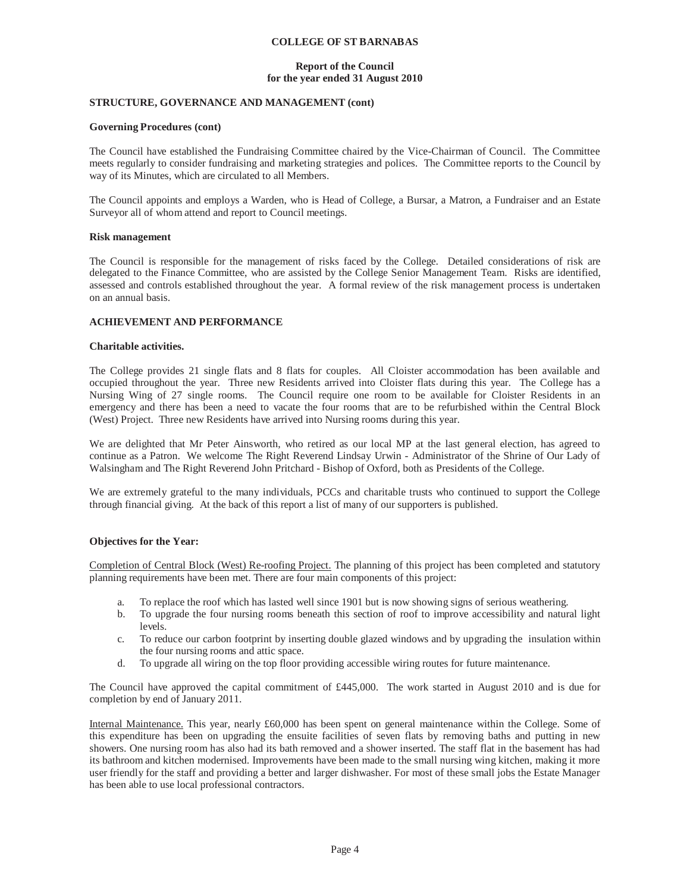### STRUCTURE, GOVERNANCE AND MANAGEMENT (cont)

**Governing Procedures (cont)**

The Council have established the Fundraising Committee chaired by the Vice-Chairman of Council. The Committee meets regularly to consider fundraising and marketing strategies and polices. The Committee reports to the Council by way of its Minutes, which are circulated to all Members.

The Council appoints and employs a Warden, who is Head of College, a Bursar, a Matron, a Fundraiser and an Estate Surveyor all of whom attend and report to Council meetings.

**Risk management**

The Council is responsible for the management of risks faced by the College. Detailed considerations of risk are delegated to the Finance Committee, who are assisted by the College Senior Management Team. Risks are identified, assessed and controls established throughout the year. A formal review of the risk management process is undertaken on an annual basis.

### ACHIEVEMENT AND PERFORMANCE

**Charitable activities.**

The College provides 21 single flats and 8 flats for couples. All Cloister accommodation has been available and occupied throughout the year. Three new Residents arrived into Cloister flats during this year. The College has a Nursing Wing of 27 single rooms. The Council require one room to be available for Cloister Residents in an emergency and there has been a need to vacate the four rooms that are to be refurbished within the Central Block (West) Project. Three new Residents have arrived into Nursing rooms during this year.

We are delighted that Mr Peter Ainsworth, who retired as our local MP at the last general election, has agreed to continue as a Patron. We welcome The Right Reverend Lindsay Urwin - Administrator of the Shrine of Our Lady of Walsingham and The Right Reverend John Pritchard - Bishop of Oxford, both as Presidents of the College.

We are extremely grateful to the many individuals, PCCs and charitable trusts who continued to support the College through financial giving. At the back of this report a list of many of our supporters is published.

**Objectives for the Year:**

Completion of Central Block (West) Re-roofing Project. The planning of this project has been completed and statutory planning requirements have been met. There are four main components of this project:

a. To replace the roof which has lasted well since 1901 but is now showing signs of serious weathering.
b. To upgrade the four nursing rooms beneath this section of roof to improve accessibility and natural light levels.
c. To reduce our carbon footprint by inserting double glazed windows and by upgrading the insulation within the four nursing rooms and attic space.
d. To upgrade all wiring on the top floor providing accessible wiring routes for future maintenance.

The Council have approved the capital commitment of £445,000. The work started in August 2010 and is due for completion by end of January 2011.

Internal Maintenance. This year, nearly £60,000 has been spent on general maintenance within the College. Some of this expenditure has been on upgrading the ensuite facilities of seven flats by removing baths and putting in new showers. One nursing room has also had its bath removed and a shower inserted. The staff flat in the basement has had its bathroom and kitchen modernised. Improvements have been made to the small nursing wing kitchen, making it more user friendly for the staff and providing a better and larger dishwasher. For most of these small jobs the Estate Manager has been able to use local professional contractors.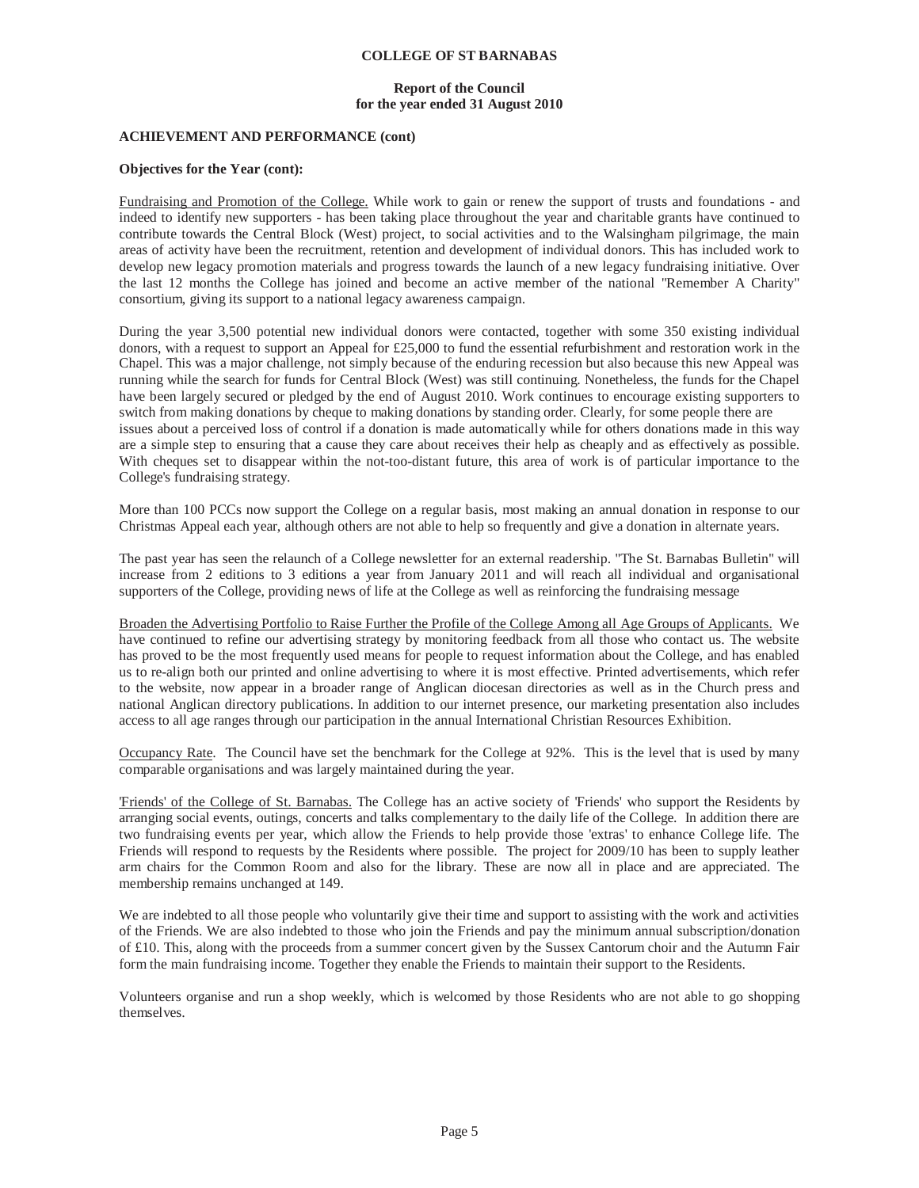## ACHIEVEMENT AND PERFORMANCE (cont)

### Objectives for the Year (cont):

Fundraising and Promotion of the College. While work to gain or renew the support of trusts and foundations - and indeed to identify new supporters - has been taking place throughout the year and charitable grants have continued to contribute towards the Central Block (West) project, to social activities and to the Walsingham pilgrimage, the main areas of activity have been the recruitment, retention and development of individual donors. This has included work to develop new legacy promotion materials and progress towards the launch of a new legacy fundraising initiative. Over the last 12 months the College has joined and become an active member of the national "Remember A Charity" consortium, giving its support to a national legacy awareness campaign.

During the year 3,500 potential new individual donors were contacted, together with some 350 existing individual donors, with a request to support an Appeal for £25,000 to fund the essential refurbishment and restoration work in the Chapel. This was a major challenge, not simply because of the enduring recession but also because this new Appeal was running while the search for funds for Central Block (West) was still continuing. Nonetheless, the funds for the Chapel have been largely secured or pledged by the end of August 2010. Work continues to encourage existing supporters to switch from making donations by cheque to making donations by standing order. Clearly, for some people there are issues about a perceived loss of control if a donation is made automatically while for others donations made in this way are a simple step to ensuring that a cause they care about receives their help as cheaply and as effectively as possible. With cheques set to disappear within the not-too-distant future, this area of work is of particular importance to the College's fundraising strategy.

More than 100 PCCs now support the College on a regular basis, most making an annual donation in response to our Christmas Appeal each year, although others are not able to help so frequently and give a donation in alternate years.

The past year has seen the relaunch of a College newsletter for an external readership. "The St. Barnabas Bulletin" will increase from 2 editions to 3 editions a year from January 2011 and will reach all individual and organisational supporters of the College, providing news of life at the College as well as reinforcing the fundraising message

Broaden the Advertising Portfolio to Raise Further the Profile of the College Among all Age Groups of Applicants. We have continued to refine our advertising strategy by monitoring feedback from all those who contact us. The website has proved to be the most frequently used means for people to request information about the College, and has enabled us to re-align both our printed and online advertising to where it is most effective. Printed advertisements, which refer to the website, now appear in a broader range of Anglican diocesan directories as well as in the Church press and national Anglican directory publications. In addition to our internet presence, our marketing presentation also includes access to all age ranges through our participation in the annual International Christian Resources Exhibition.

Occupancy Rate. The Council have set the benchmark for the College at 92%. This is the level that is used by many comparable organisations and was largely maintained during the year.

'Friends' of the College of St. Barnabas. The College has an active society of 'Friends' who support the Residents by arranging social events, outings, concerts and talks complementary to the daily life of the College. In addition there are two fundraising events per year, which allow the Friends to help provide those 'extras' to enhance College life. The Friends will respond to requests by the Residents where possible. The project for 2009/10 has been to supply leather arm chairs for the Common Room and also for the library. These are now all in place and are appreciated. The membership remains unchanged at 149.

We are indebted to all those people who voluntarily give their time and support to assisting with the work and activities of the Friends. We are also indebted to those who join the Friends and pay the minimum annual subscription/donation of £10. This, along with the proceeds from a summer concert given by the Sussex Cantorum choir and the Autumn Fair form the main fundraising income. Together they enable the Friends to maintain their support to the Residents.

Volunteers organise and run a shop weekly, which is welcomed by those Residents who are not able to go shopping themselves.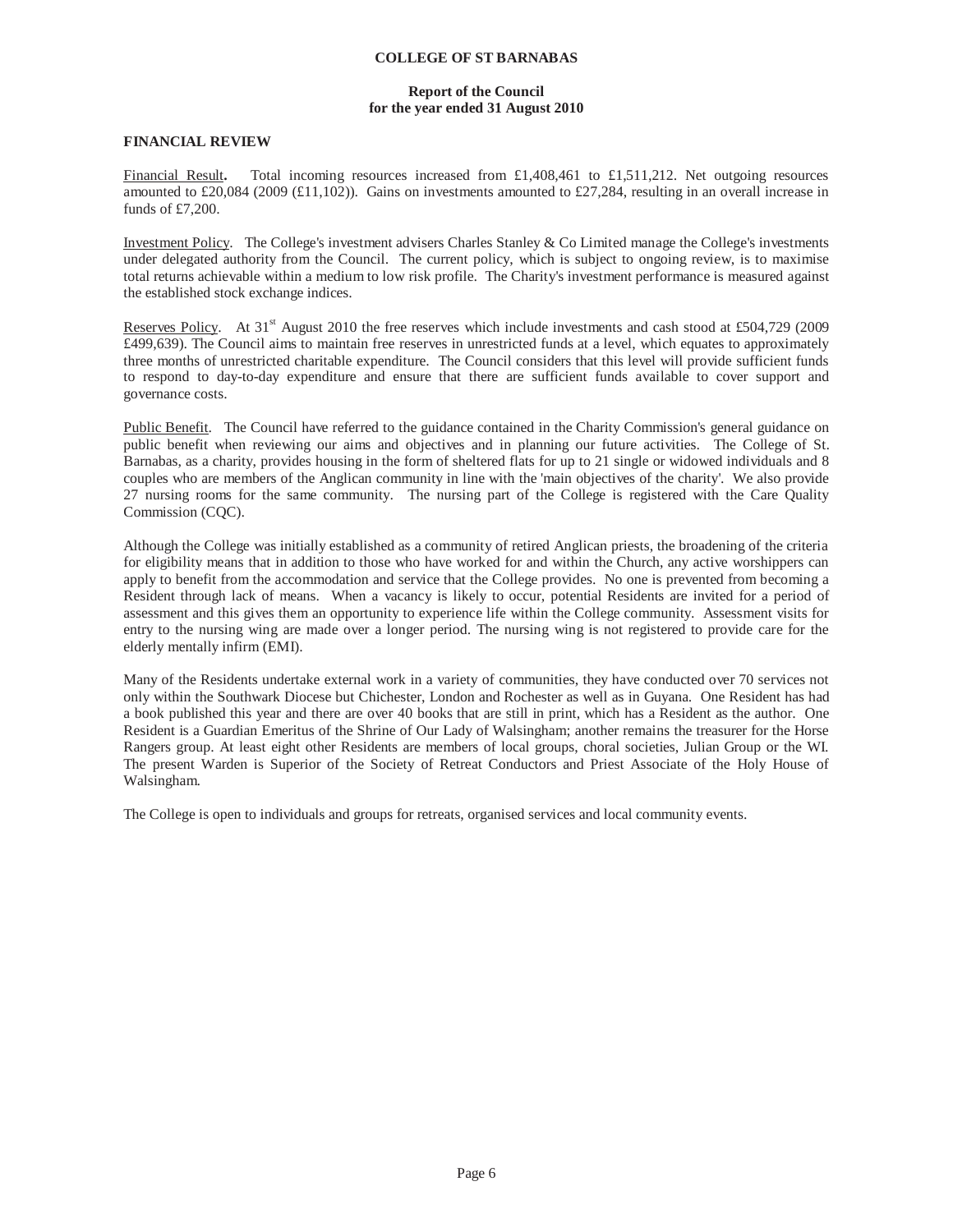**COLLEGE OF ST BARNABAS**

**Report of the Council**
**for the year ended 31 August 2010**

## FINANCIAL REVIEW

Financial Result**.** Total incoming resources increased from £1,408,461 to £1,511,212. Net outgoing resources amounted to £20,084 (2009 (£11,102)). Gains on investments amounted to £27,284, resulting in an overall increase in funds of £7,200.

Investment Policy. The College's investment advisers Charles Stanley & Co Limited manage the College's investments under delegated authority from the Council. The current policy, which is subject to ongoing review, is to maximise total returns achievable within a medium to low risk profile. The Charity's investment performance is measured against the established stock exchange indices.

Reserves Policy. At 31st August 2010 the free reserves which include investments and cash stood at £504,729 (2009 £499,639). The Council aims to maintain free reserves in unrestricted funds at a level, which equates to approximately three months of unrestricted charitable expenditure. The Council considers that this level will provide sufficient funds to respond to day-to-day expenditure and ensure that there are sufficient funds available to cover support and governance costs.

Public Benefit. The Council have referred to the guidance contained in the Charity Commission's general guidance on public benefit when reviewing our aims and objectives and in planning our future activities. The College of St. Barnabas, as a charity, provides housing in the form of sheltered flats for up to 21 single or widowed individuals and 8 couples who are members of the Anglican community in line with the 'main objectives of the charity'. We also provide 27 nursing rooms for the same community. The nursing part of the College is registered with the Care Quality Commission (CQC).

Although the College was initially established as a community of retired Anglican priests, the broadening of the criteria for eligibility means that in addition to those who have worked for and within the Church, any active worshippers can apply to benefit from the accommodation and service that the College provides. No one is prevented from becoming a Resident through lack of means. When a vacancy is likely to occur, potential Residents are invited for a period of assessment and this gives them an opportunity to experience life within the College community. Assessment visits for entry to the nursing wing are made over a longer period. The nursing wing is not registered to provide care for the elderly mentally infirm (EMI).

Many of the Residents undertake external work in a variety of communities, they have conducted over 70 services not only within the Southwark Diocese but Chichester, London and Rochester as well as in Guyana. One Resident has had a book published this year and there are over 40 books that are still in print, which has a Resident as the author. One Resident is a Guardian Emeritus of the Shrine of Our Lady of Walsingham; another remains the treasurer for the Horse Rangers group. At least eight other Residents are members of local groups, choral societies, Julian Group or the WI. The present Warden is Superior of the Society of Retreat Conductors and Priest Associate of the Holy House of Walsingham.

The College is open to individuals and groups for retreats, organised services and local community events.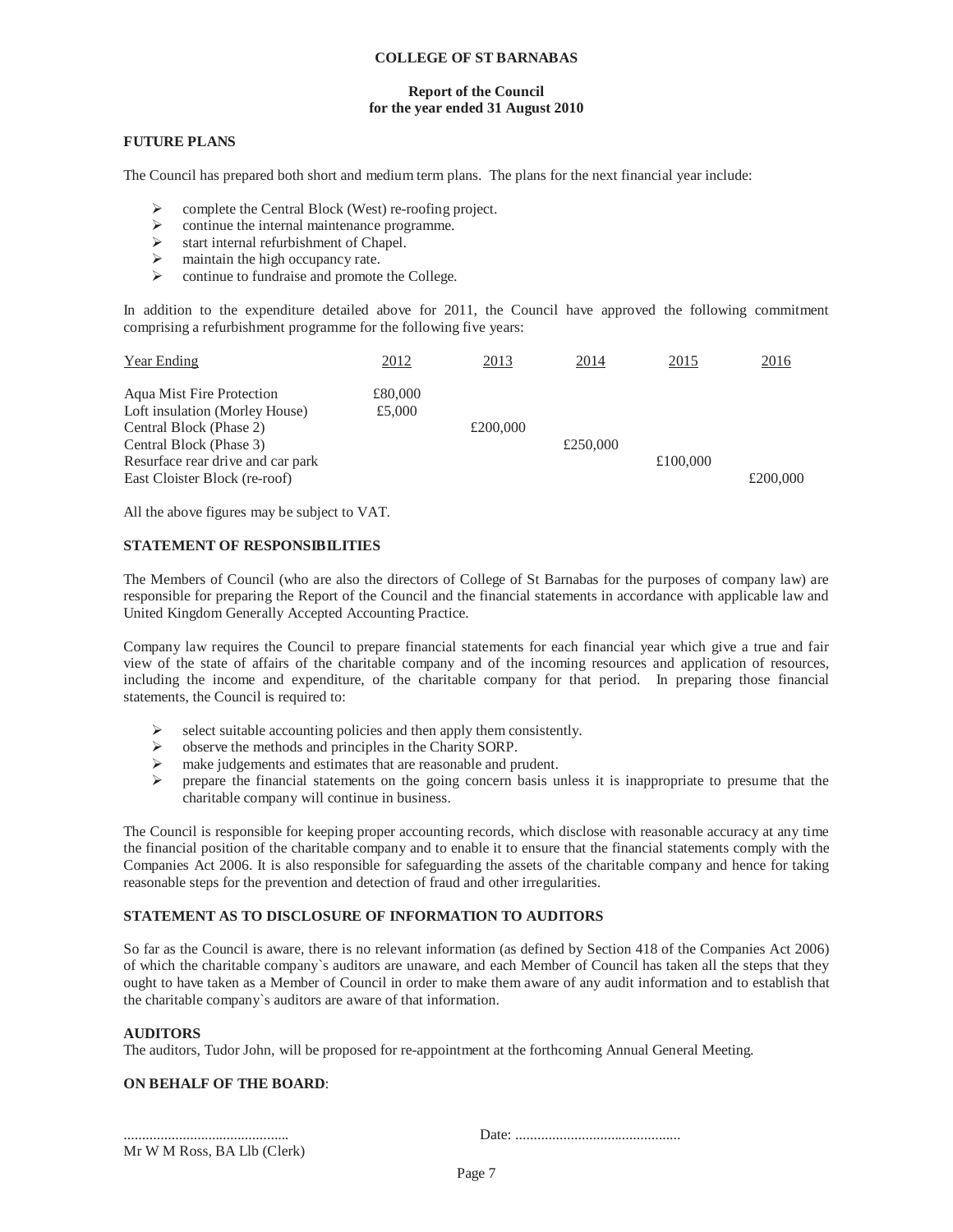**COLLEGE OF ST BARNABAS**

**Report of the Council**
**for the year ended 31 August 2010**

## FUTURE PLANS

The Council has prepared both short and medium term plans. The plans for the next financial year include:

- complete the Central Block (West) re-roofing project.
- continue the internal maintenance programme.
- start internal refurbishment of Chapel.
- maintain the high occupancy rate.
- continue to fundraise and promote the College.

In addition to the expenditure detailed above for 2011, the Council have approved the following commitment comprising a refurbishment programme for the following five years:

| Year Ending | 2012 | 2013 | 2014 | 2015 | 2016 |
|---|---|---|---|---|---|
| Aqua Mist Fire Protection | £80,000 | | | | |
| Loft insulation (Morley House) | £5,000 | | | | |
| Central Block (Phase 2) | | £200,000 | | | |
| Central Block (Phase 3) | | | £250,000 | | |
| Resurface rear drive and car park | | | | £100,000 | |
| East Cloister Block (re-roof) | | | | | £200,000 |

All the above figures may be subject to VAT.

## STATEMENT OF RESPONSIBILITIES

The Members of Council (who are also the directors of College of St Barnabas for the purposes of company law) are responsible for preparing the Report of the Council and the financial statements in accordance with applicable law and United Kingdom Generally Accepted Accounting Practice.

Company law requires the Council to prepare financial statements for each financial year which give a true and fair view of the state of affairs of the charitable company and of the incoming resources and application of resources, including the income and expenditure, of the charitable company for that period. In preparing those financial statements, the Council is required to:

- select suitable accounting policies and then apply them consistently.
- observe the methods and principles in the Charity SORP.
- make judgements and estimates that are reasonable and prudent.
- prepare the financial statements on the going concern basis unless it is inappropriate to presume that the charitable company will continue in business.

The Council is responsible for keeping proper accounting records, which disclose with reasonable accuracy at any time the financial position of the charitable company and to enable it to ensure that the financial statements comply with the Companies Act 2006. It is also responsible for safeguarding the assets of the charitable company and hence for taking reasonable steps for the prevention and detection of fraud and other irregularities.

## STATEMENT AS TO DISCLOSURE OF INFORMATION TO AUDITORS

So far as the Council is aware, there is no relevant information (as defined by Section 418 of the Companies Act 2006) of which the charitable company`s auditors are unaware, and each Member of Council has taken all the steps that they ought to have taken as a Member of Council in order to make them aware of any audit information and to establish that the charitable company`s auditors are aware of that information.

## AUDITORS

The auditors, Tudor John, will be proposed for re-appointment at the forthcoming Annual General Meeting.

**ON BEHALF OF THE BOARD**:

............................................ Date: ............................................

Mr W M Ross, BA Llb (Clerk)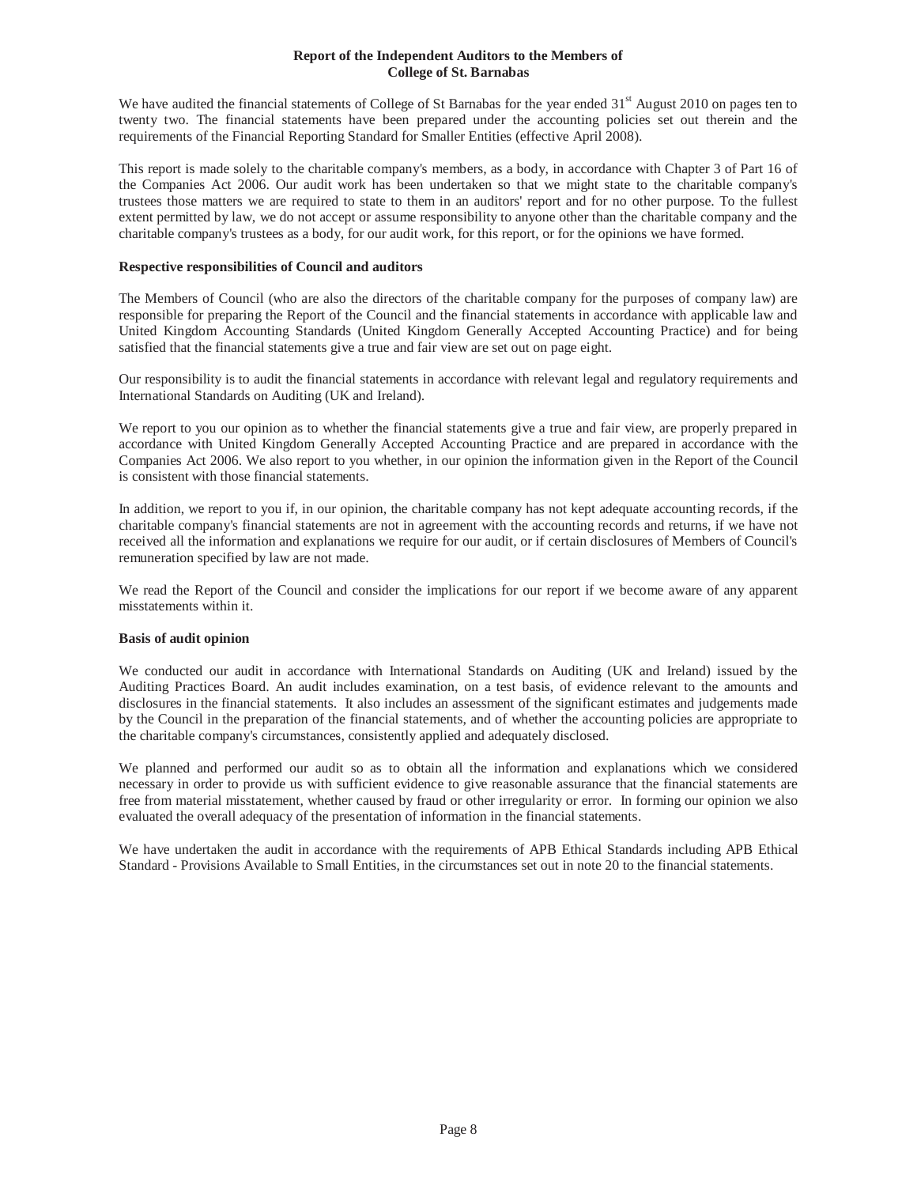**Report of the Independent Auditors to the Members of College of St. Barnabas**

We have audited the financial statements of College of St Barnabas for the year ended 31st August 2010 on pages ten to twenty two. The financial statements have been prepared under the accounting policies set out therein and the requirements of the Financial Reporting Standard for Smaller Entities (effective April 2008).

This report is made solely to the charitable company's members, as a body, in accordance with Chapter 3 of Part 16 of the Companies Act 2006. Our audit work has been undertaken so that we might state to the charitable company's trustees those matters we are required to state to them in an auditors' report and for no other purpose. To the fullest extent permitted by law, we do not accept or assume responsibility to anyone other than the charitable company and the charitable company's trustees as a body, for our audit work, for this report, or for the opinions we have formed.

**Respective responsibilities of Council and auditors**

The Members of Council (who are also the directors of the charitable company for the purposes of company law) are responsible for preparing the Report of the Council and the financial statements in accordance with applicable law and United Kingdom Accounting Standards (United Kingdom Generally Accepted Accounting Practice) and for being satisfied that the financial statements give a true and fair view are set out on page eight.

Our responsibility is to audit the financial statements in accordance with relevant legal and regulatory requirements and International Standards on Auditing (UK and Ireland).

We report to you our opinion as to whether the financial statements give a true and fair view, are properly prepared in accordance with United Kingdom Generally Accepted Accounting Practice and are prepared in accordance with the Companies Act 2006. We also report to you whether, in our opinion the information given in the Report of the Council is consistent with those financial statements.

In addition, we report to you if, in our opinion, the charitable company has not kept adequate accounting records, if the charitable company's financial statements are not in agreement with the accounting records and returns, if we have not received all the information and explanations we require for our audit, or if certain disclosures of Members of Council's remuneration specified by law are not made.

We read the Report of the Council and consider the implications for our report if we become aware of any apparent misstatements within it.

**Basis of audit opinion**

We conducted our audit in accordance with International Standards on Auditing (UK and Ireland) issued by the Auditing Practices Board. An audit includes examination, on a test basis, of evidence relevant to the amounts and disclosures in the financial statements. It also includes an assessment of the significant estimates and judgements made by the Council in the preparation of the financial statements, and of whether the accounting policies are appropriate to the charitable company's circumstances, consistently applied and adequately disclosed.

We planned and performed our audit so as to obtain all the information and explanations which we considered necessary in order to provide us with sufficient evidence to give reasonable assurance that the financial statements are free from material misstatement, whether caused by fraud or other irregularity or error. In forming our opinion we also evaluated the overall adequacy of the presentation of information in the financial statements.

We have undertaken the audit in accordance with the requirements of APB Ethical Standards including APB Ethical Standard - Provisions Available to Small Entities, in the circumstances set out in note 20 to the financial statements.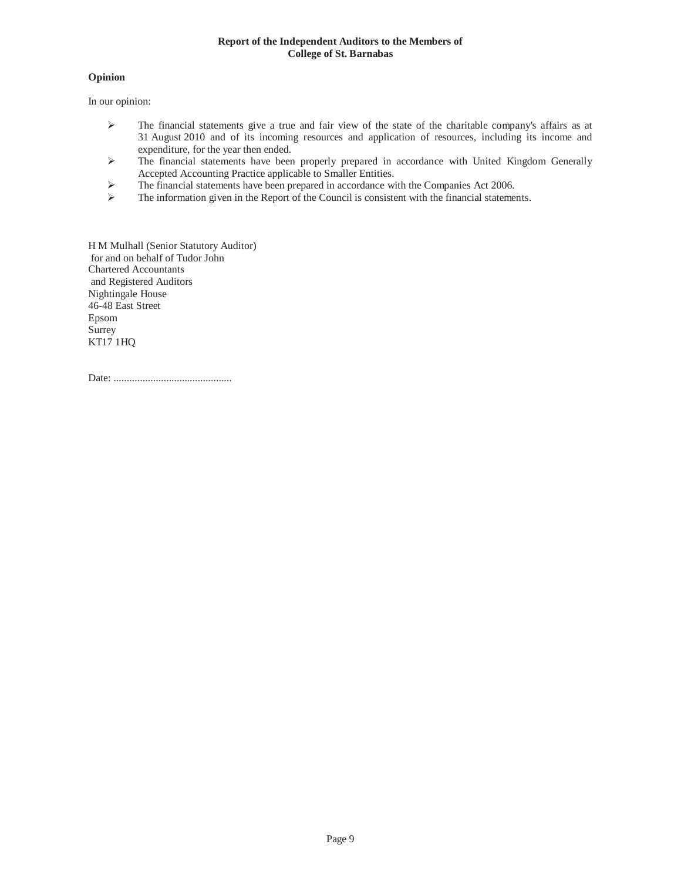**Report of the Independent Auditors to the Members of College of St. Barnabas**

**Opinion**

In our opinion:

- The financial statements give a true and fair view of the state of the charitable company's affairs as at 31 August 2010 and of its incoming resources and application of resources, including its income and expenditure, for the year then ended.
- The financial statements have been properly prepared in accordance with United Kingdom Generally Accepted Accounting Practice applicable to Smaller Entities.
- The financial statements have been prepared in accordance with the Companies Act 2006.
- The information given in the Report of the Council is consistent with the financial statements.

H M Mulhall (Senior Statutory Auditor)
for and on behalf of Tudor John
Chartered Accountants
and Registered Auditors
Nightingale House
46-48 East Street
Epsom
Surrey
KT17 1HQ

Date: .............................................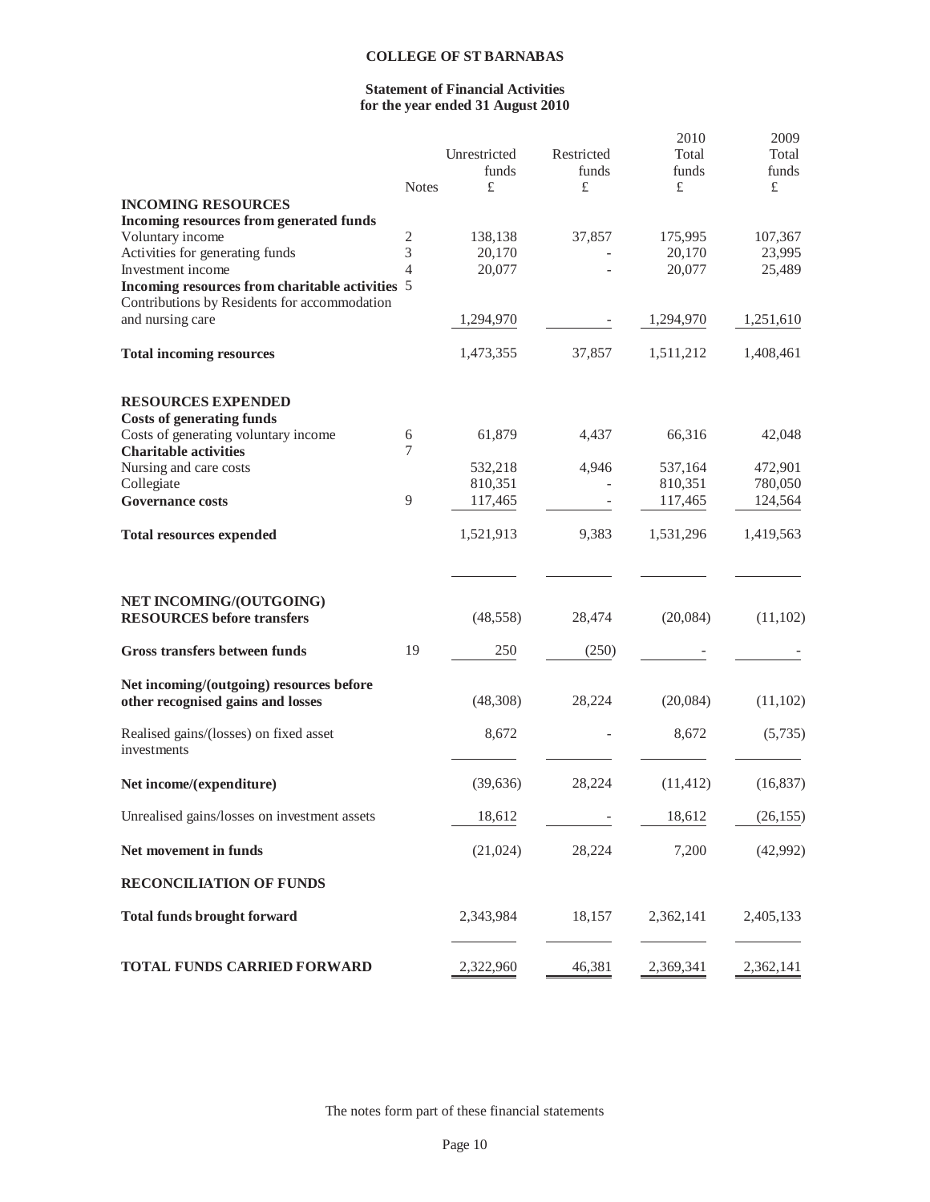# COLLEGE OF ST BARNABAS

## Statement of Financial Activities
## for the year ended 31 August 2010

| | Notes | Unrestricted funds £ | Restricted funds £ | 2010 Total funds £ | 2009 Total funds £ |
|---|---|---|---|---|---|
| **INCOMING RESOURCES** | | | | | |
| **Incoming resources from generated funds** | | | | | |
| Voluntary income | 2 | 138,138 | 37,857 | 175,995 | 107,367 |
| Activities for generating funds | 3 | 20,170 | - | 20,170 | 23,995 |
| Investment income | 4 | 20,077 | - | 20,077 | 25,489 |
| **Incoming resources from charitable activities** | 5 | | | | |
| Contributions by Residents for accommodation and nursing care | | 1,294,970 | - | 1,294,970 | 1,251,610 |
| **Total incoming resources** | | 1,473,355 | 37,857 | 1,511,212 | 1,408,461 |
| **RESOURCES EXPENDED** | | | | | |
| **Costs of generating funds** | | | | | |
| Costs of generating voluntary income | 6 | 61,879 | 4,437 | 66,316 | 42,048 |
| **Charitable activities** | 7 | | | | |
| Nursing and care costs | | 532,218 | 4,946 | 537,164 | 472,901 |
| Collegiate | | 810,351 | - | 810,351 | 780,050 |
| **Governance costs** | 9 | 117,465 | - | 117,465 | 124,564 |
| **Total resources expended** | | 1,521,913 | 9,383 | 1,531,296 | 1,419,563 |
| **NET INCOMING/(OUTGOING) RESOURCES before transfers** | | (48,558) | 28,474 | (20,084) | (11,102) |
| **Gross transfers between funds** | 19 | 250 | (250) | - | - |
| **Net incoming/(outgoing) resources before other recognised gains and losses** | | (48,308) | 28,224 | (20,084) | (11,102) |
| Realised gains/(losses) on fixed asset investments | | 8,672 | - | 8,672 | (5,735) |
| **Net income/(expenditure)** | | (39,636) | 28,224 | (11,412) | (16,837) |
| Unrealised gains/losses on investment assets | | 18,612 | - | 18,612 | (26,155) |
| **Net movement in funds** | | (21,024) | 28,224 | 7,200 | (42,992) |
| **RECONCILIATION OF FUNDS** | | | | | |
| **Total funds brought forward** | | 2,343,984 | 18,157 | 2,362,141 | 2,405,133 |
| **TOTAL FUNDS CARRIED FORWARD** | | 2,322,960 | 46,381 | 2,369,341 | 2,362,141 |

The notes form part of these financial statements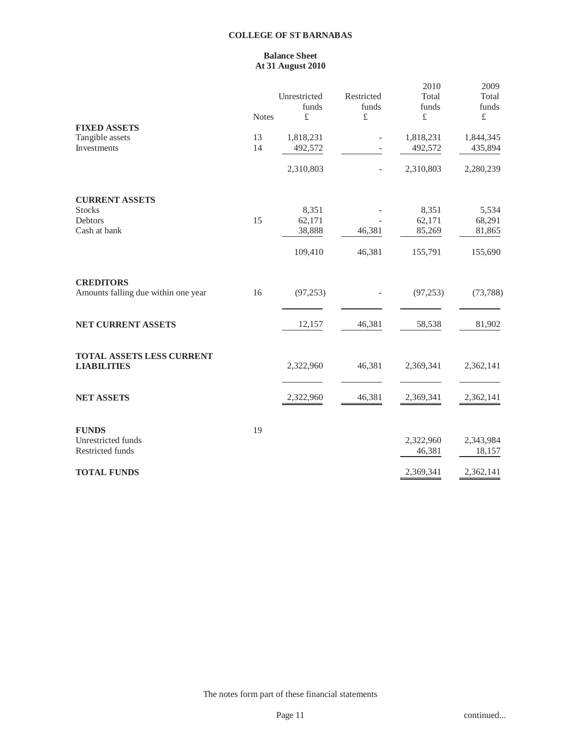# COLLEGE OF ST BARNABAS

## Balance Sheet
## At 31 August 2010

| | Notes | Unrestricted funds £ | Restricted funds £ | 2010 Total funds £ | 2009 Total funds £ |
|---|---|---|---|---|---|
| **FIXED ASSETS** | | | | | |
| Tangible assets | 13 | 1,818,231 | - | 1,818,231 | 1,844,345 |
| Investments | 14 | 492,572 | - | 492,572 | 435,894 |
| | | 2,310,803 | - | 2,310,803 | 2,280,239 |
| **CURRENT ASSETS** | | | | | |
| Stocks | | 8,351 | - | 8,351 | 5,534 |
| Debtors | 15 | 62,171 | - | 62,171 | 68,291 |
| Cash at bank | | 38,888 | 46,381 | 85,269 | 81,865 |
| | | 109,410 | 46,381 | 155,791 | 155,690 |
| **CREDITORS** | | | | | |
| Amounts falling due within one year | 16 | (97,253) | - | (97,253) | (73,788) |
| **NET CURRENT ASSETS** | | 12,157 | 46,381 | 58,538 | 81,902 |
| **TOTAL ASSETS LESS CURRENT LIABILITIES** | | 2,322,960 | 46,381 | 2,369,341 | 2,362,141 |
| **NET ASSETS** | | 2,322,960 | 46,381 | 2,369,341 | 2,362,141 |
| **FUNDS** | 19 | | | | |
| Unrestricted funds | | | | 2,322,960 | 2,343,984 |
| Restricted funds | | | | 46,381 | 18,157 |
| **TOTAL FUNDS** | | | | 2,369,341 | 2,362,141 |

The notes form part of these financial statements

continued...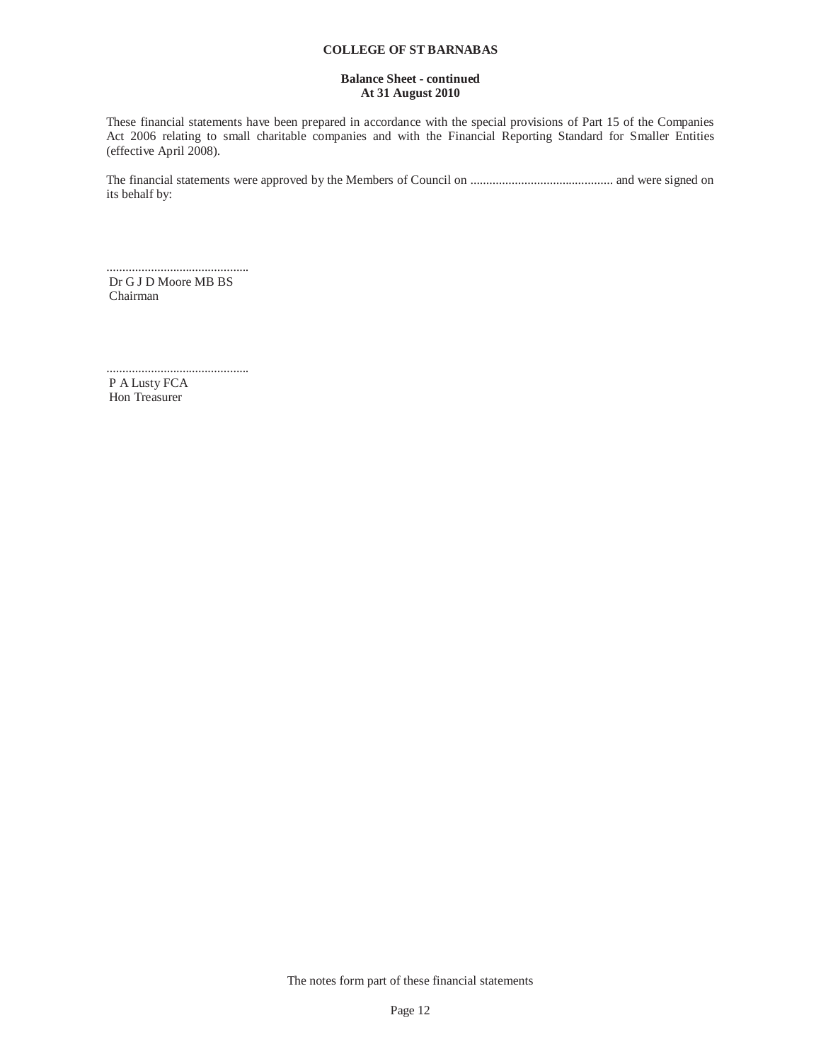**COLLEGE OF ST BARNABAS**

**Balance Sheet - continued**
**At 31 August 2010**

These financial statements have been prepared in accordance with the special provisions of Part 15 of the Companies Act 2006 relating to small charitable companies and with the Financial Reporting Standard for Smaller Entities (effective April 2008).

The financial statements were approved by the Members of Council on ............................................. and were signed on its behalf by:

.............................................
Dr G J D Moore MB BS
Chairman

.............................................
P A Lusty FCA
Hon Treasurer

The notes form part of these financial statements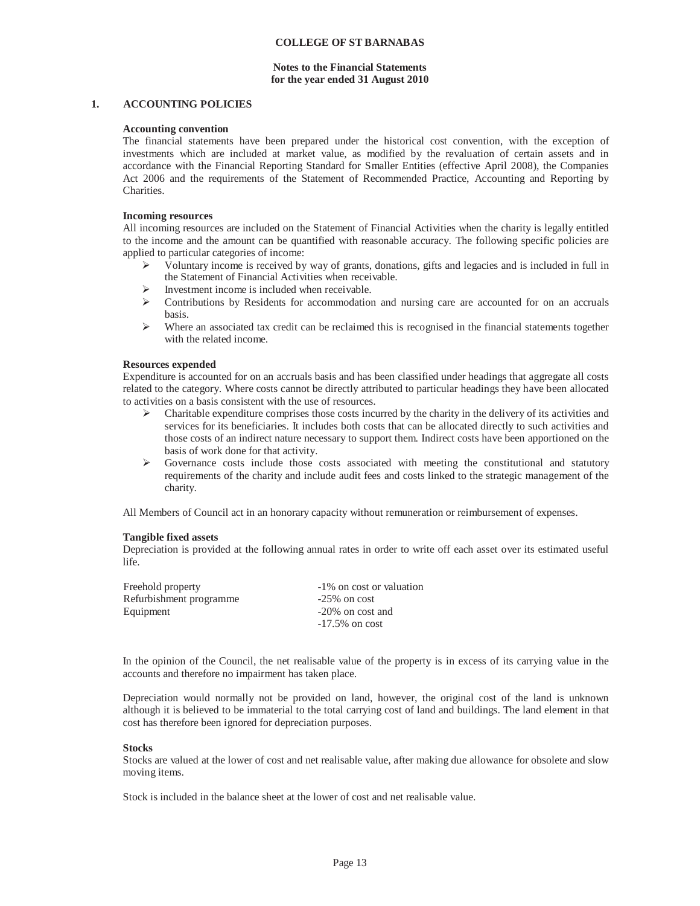**COLLEGE OF ST BARNABAS**

**Notes to the Financial Statements**
**for the year ended 31 August 2010**

## 1. ACCOUNTING POLICIES

**Accounting convention**

The financial statements have been prepared under the historical cost convention, with the exception of investments which are included at market value, as modified by the revaluation of certain assets and in accordance with the Financial Reporting Standard for Smaller Entities (effective April 2008), the Companies Act 2006 and the requirements of the Statement of Recommended Practice, Accounting and Reporting by Charities.

**Incoming resources**

All incoming resources are included on the Statement of Financial Activities when the charity is legally entitled to the income and the amount can be quantified with reasonable accuracy. The following specific policies are applied to particular categories of income:

- Voluntary income is received by way of grants, donations, gifts and legacies and is included in full in the Statement of Financial Activities when receivable.
- Investment income is included when receivable.
- Contributions by Residents for accommodation and nursing care are accounted for on an accruals basis.
- Where an associated tax credit can be reclaimed this is recognised in the financial statements together with the related income.

**Resources expended**

Expenditure is accounted for on an accruals basis and has been classified under headings that aggregate all costs related to the category. Where costs cannot be directly attributed to particular headings they have been allocated to activities on a basis consistent with the use of resources.

- Charitable expenditure comprises those costs incurred by the charity in the delivery of its activities and services for its beneficiaries. It includes both costs that can be allocated directly to such activities and those costs of an indirect nature necessary to support them. Indirect costs have been apportioned on the basis of work done for that activity.
- Governance costs include those costs associated with meeting the constitutional and statutory requirements of the charity and include audit fees and costs linked to the strategic management of the charity.

All Members of Council act in an honorary capacity without remuneration or reimbursement of expenses.

**Tangible fixed assets**

Depreciation is provided at the following annual rates in order to write off each asset over its estimated useful life.

| | |
|---|---|
| Freehold property | -1% on cost or valuation |
| Refurbishment programme | -25% on cost |
| Equipment | -20% on cost and |
| | -17.5% on cost |

In the opinion of the Council, the net realisable value of the property is in excess of its carrying value in the accounts and therefore no impairment has taken place.

Depreciation would normally not be provided on land, however, the original cost of the land is unknown although it is believed to be immaterial to the total carrying cost of land and buildings. The land element in that cost has therefore been ignored for depreciation purposes.

**Stocks**

Stocks are valued at the lower of cost and net realisable value, after making due allowance for obsolete and slow moving items.

Stock is included in the balance sheet at the lower of cost and net realisable value.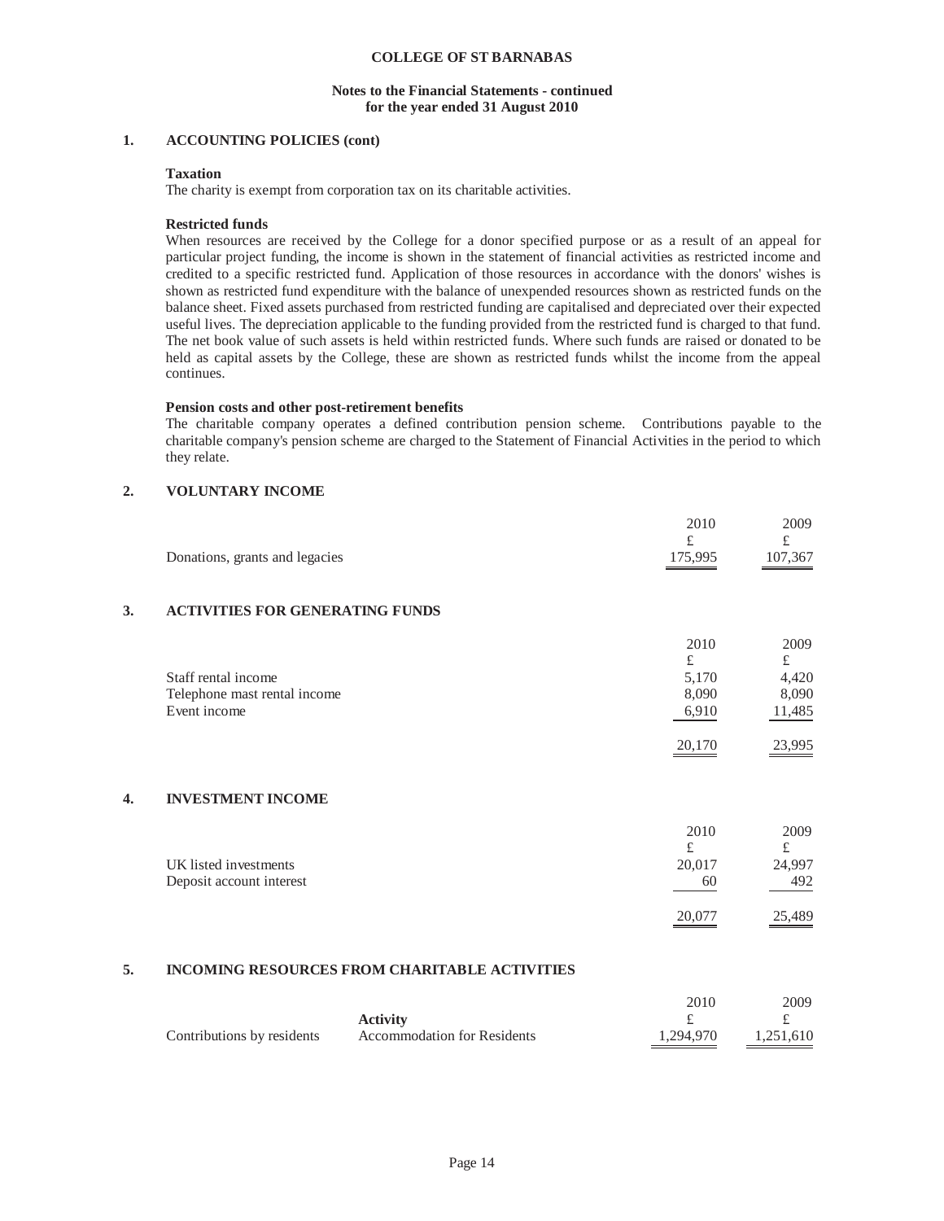**COLLEGE OF ST BARNABAS**

**Notes to the Financial Statements - continued**
**for the year ended 31 August 2010**

## 1. ACCOUNTING POLICIES (cont)

**Taxation**

The charity is exempt from corporation tax on its charitable activities.

**Restricted funds**

When resources are received by the College for a donor specified purpose or as a result of an appeal for particular project funding, the income is shown in the statement of financial activities as restricted income and credited to a specific restricted fund. Application of those resources in accordance with the donors' wishes is shown as restricted fund expenditure with the balance of unexpended resources shown as restricted funds on the balance sheet. Fixed assets purchased from restricted funding are capitalised and depreciated over their expected useful lives. The depreciation applicable to the funding provided from the restricted fund is charged to that fund. The net book value of such assets is held within restricted funds. Where such funds are raised or donated to be held as capital assets by the College, these are shown as restricted funds whilst the income from the appeal continues.

**Pension costs and other post-retirement benefits**

The charitable company operates a defined contribution pension scheme. Contributions payable to the charitable company's pension scheme are charged to the Statement of Financial Activities in the period to which they relate.

## 2. VOLUNTARY INCOME

| | 2010 | 2009 |
|---|---|---|
| | £ | £ |
| Donations, grants and legacies | 175,995 | 107,367 |

## 3. ACTIVITIES FOR GENERATING FUNDS

| | 2010 | 2009 |
|---|---|---|
| | £ | £ |
| Staff rental income | 5,170 | 4,420 |
| Telephone mast rental income | 8,090 | 8,090 |
| Event income | 6,910 | 11,485 |
| | 20,170 | 23,995 |

## 4. INVESTMENT INCOME

| | 2010 | 2009 |
|---|---|---|
| | £ | £ |
| UK listed investments | 20,017 | 24,997 |
| Deposit account interest | 60 | 492 |
| | 20,077 | 25,489 |

## 5. INCOMING RESOURCES FROM CHARITABLE ACTIVITIES

| | | 2010 | 2009 |
|---|---|---|---|
| | **Activity** | £ | £ |
| Contributions by residents | Accommodation for Residents | 1,294,970 | 1,251,610 |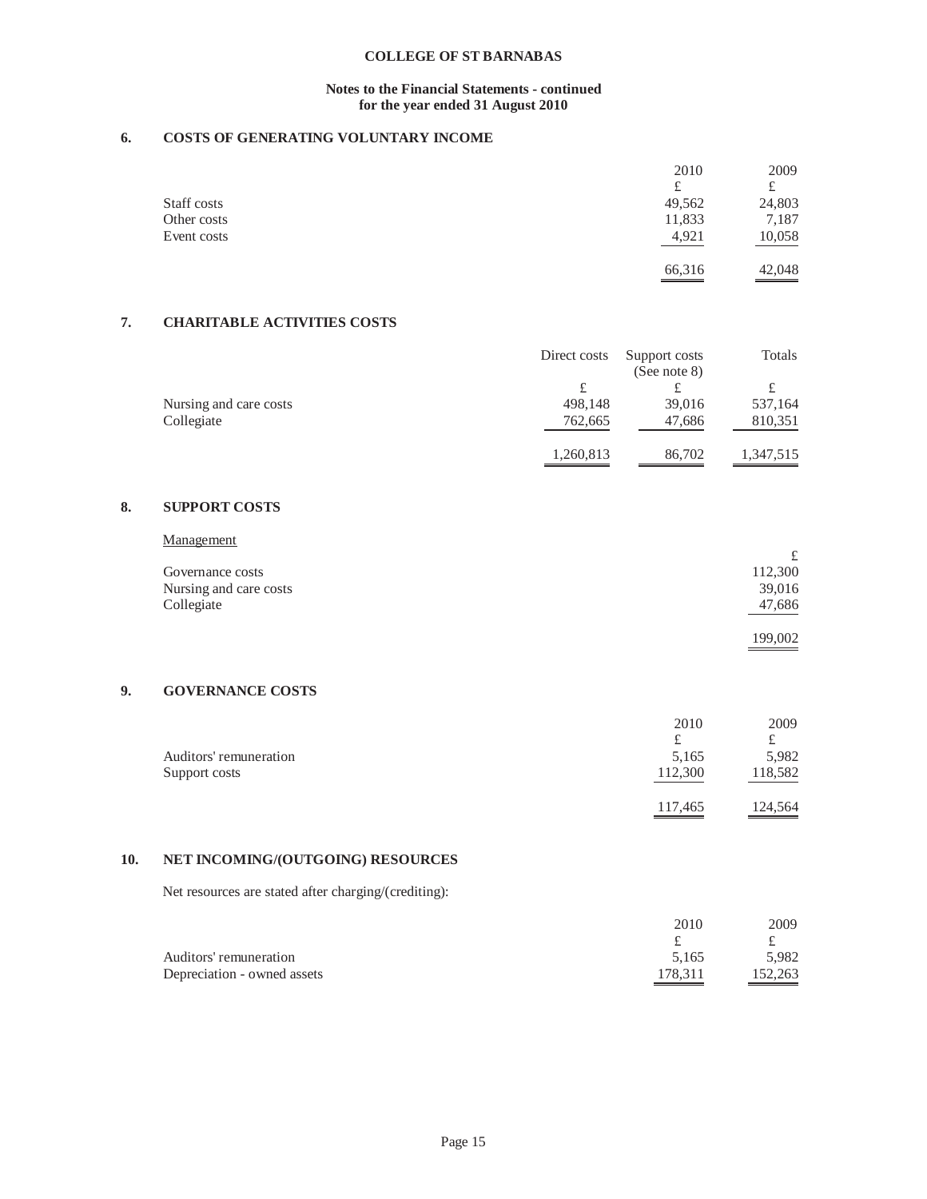**COLLEGE OF ST BARNABAS**

**Notes to the Financial Statements - continued**
**for the year ended 31 August 2010**

## 6. COSTS OF GENERATING VOLUNTARY INCOME

| | 2010 | 2009 |
|---|---|---|
| | £ | £ |
| Staff costs | 49,562 | 24,803 |
| Other costs | 11,833 | 7,187 |
| Event costs | 4,921 | 10,058 |
| | 66,316 | 42,048 |

## 7. CHARITABLE ACTIVITIES COSTS

| | Direct costs | Support costs (See note 8) | Totals |
|---|---|---|---|
| | £ | £ | £ |
| Nursing and care costs | 498,148 | 39,016 | 537,164 |
| Collegiate | 762,665 | 47,686 | 810,351 |
| | 1,260,813 | 86,702 | 1,347,515 |

## 8. SUPPORT COSTS

| Management | |
|---|---|
| | £ |
| Governance costs | 112,300 |
| Nursing and care costs | 39,016 |
| Collegiate | 47,686 |
| | 199,002 |

## 9. GOVERNANCE COSTS

| | 2010 | 2009 |
|---|---|---|
| | £ | £ |
| Auditors' remuneration | 5,165 | 5,982 |
| Support costs | 112,300 | 118,582 |
| | 117,465 | 124,564 |

## 10. NET INCOMING/(OUTGOING) RESOURCES

Net resources are stated after charging/(crediting):

| | 2010 | 2009 |
|---|---|---|
| | £ | £ |
| Auditors' remuneration | 5,165 | 5,982 |
| Depreciation - owned assets | 178,311 | 152,263 |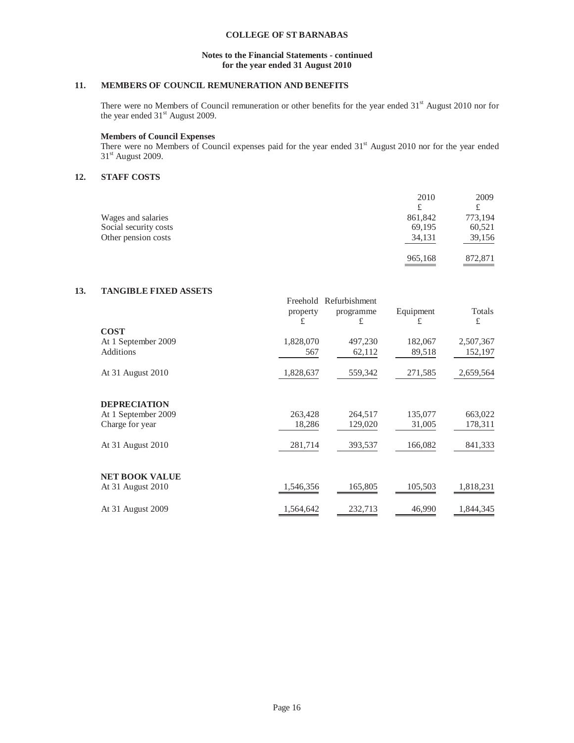**COLLEGE OF ST BARNABAS**

**Notes to the Financial Statements - continued**
**for the year ended 31 August 2010**

## 11. MEMBERS OF COUNCIL REMUNERATION AND BENEFITS

There were no Members of Council remuneration or other benefits for the year ended 31st August 2010 nor for the year ended 31st August 2009.

**Members of Council Expenses**

There were no Members of Council expenses paid for the year ended 31st August 2010 nor for the year ended 31st August 2009.

## 12. STAFF COSTS

| | 2010 | 2009 |
|---|---|---|
| | £ | £ |
| Wages and salaries | 861,842 | 773,194 |
| Social security costs | 69,195 | 60,521 |
| Other pension costs | 34,131 | 39,156 |
| | 965,168 | 872,871 |

## 13. TANGIBLE FIXED ASSETS

| | Freehold property | Refurbishment programme | Equipment | Totals |
|---|---|---|---|---|
| | £ | £ | £ | £ |
| **COST** | | | | |
| At 1 September 2009 | 1,828,070 | 497,230 | 182,067 | 2,507,367 |
| Additions | 567 | 62,112 | 89,518 | 152,197 |
| At 31 August 2010 | 1,828,637 | 559,342 | 271,585 | 2,659,564 |
| **DEPRECIATION** | | | | |
| At 1 September 2009 | 263,428 | 264,517 | 135,077 | 663,022 |
| Charge for year | 18,286 | 129,020 | 31,005 | 178,311 |
| At 31 August 2010 | 281,714 | 393,537 | 166,082 | 841,333 |
| **NET BOOK VALUE** | | | | |
| At 31 August 2010 | 1,546,356 | 165,805 | 105,503 | 1,818,231 |
| At 31 August 2009 | 1,564,642 | 232,713 | 46,990 | 1,844,345 |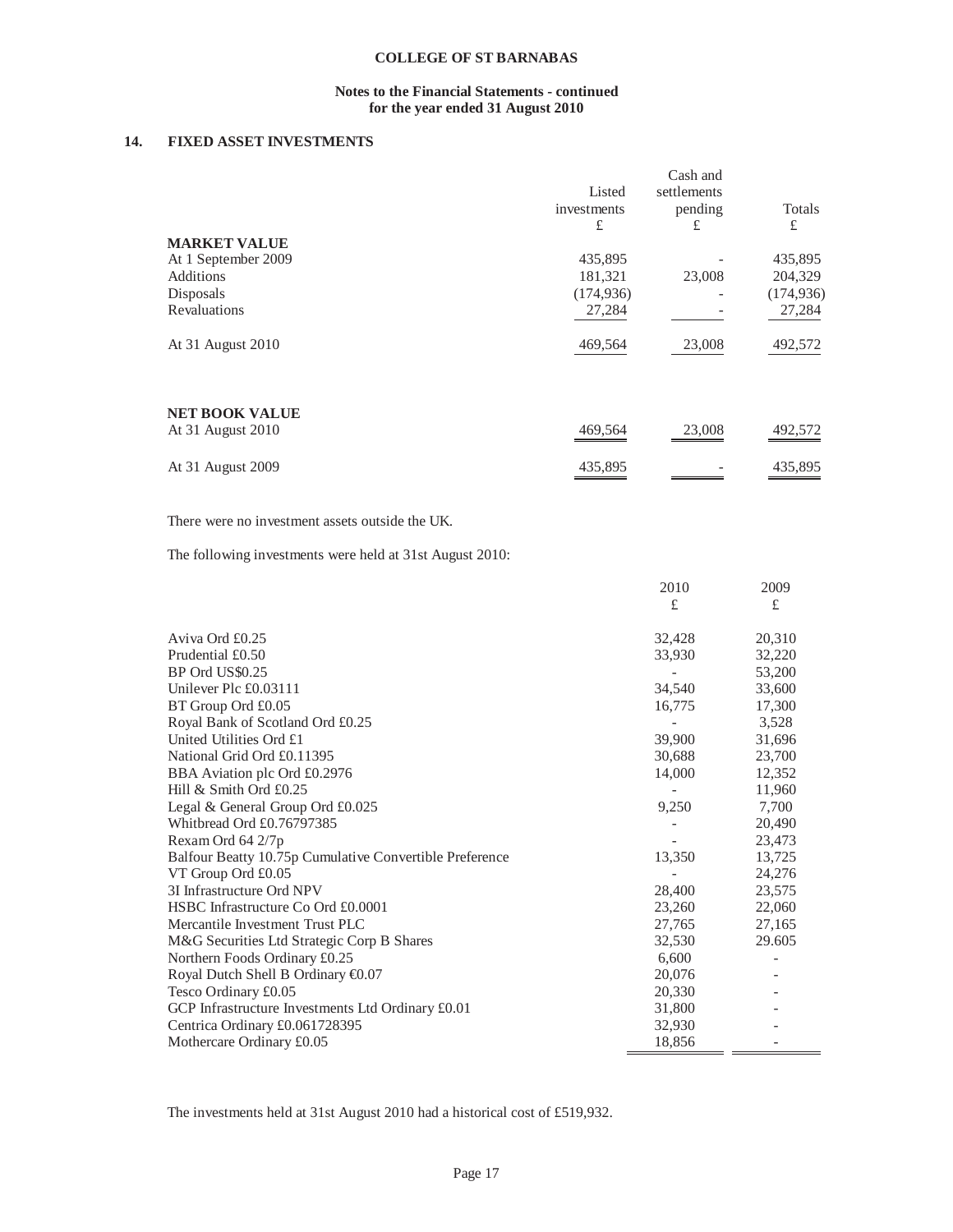**COLLEGE OF ST BARNABAS**

**Notes to the Financial Statements - continued**
**for the year ended 31 August 2010**

## 14. FIXED ASSET INVESTMENTS

| | Listed investments £ | Cash and settlements pending £ | Totals £ |
|---|---|---|---|
| **MARKET VALUE** | | | |
| At 1 September 2009 | 435,895 | - | 435,895 |
| Additions | 181,321 | 23,008 | 204,329 |
| Disposals | (174,936) | - | (174,936) |
| Revaluations | 27,284 | - | 27,284 |
| At 31 August 2010 | 469,564 | 23,008 | 492,572 |
| | | | |
| **NET BOOK VALUE** | | | |
| At 31 August 2010 | 469,564 | 23,008 | 492,572 |
| At 31 August 2009 | 435,895 | - | 435,895 |

There were no investment assets outside the UK.

The following investments were held at 31st August 2010:

| | 2010 £ | 2009 £ |
|---|---|---|
| Aviva Ord £0.25 | 32,428 | 20,310 |
| Prudential £0.50 | 33,930 | 32,220 |
| BP Ord US$0.25 | - | 53,200 |
| Unilever Plc £0.03111 | 34,540 | 33,600 |
| BT Group Ord £0.05 | 16,775 | 17,300 |
| Royal Bank of Scotland Ord £0.25 | - | 3,528 |
| United Utilities Ord £1 | 39,900 | 31,696 |
| National Grid Ord £0.11395 | 30,688 | 23,700 |
| BBA Aviation plc Ord £0.2976 | 14,000 | 12,352 |
| Hill & Smith Ord £0.25 | - | 11,960 |
| Legal & General Group Ord £0.025 | 9,250 | 7,700 |
| Whitbread Ord £0.76797385 | - | 20,490 |
| Rexam Ord 64 2/7p | - | 23,473 |
| Balfour Beatty 10.75p Cumulative Convertible Preference | 13,350 | 13,725 |
| VT Group Ord £0.05 | - | 24,276 |
| 3I Infrastructure Ord NPV | 28,400 | 23,575 |
| HSBC Infrastructure Co Ord £0.0001 | 23,260 | 22,060 |
| Mercantile Investment Trust PLC | 27,765 | 27,165 |
| M&G Securities Ltd Strategic Corp B Shares | 32,530 | 29.605 |
| Northern Foods Ordinary £0.25 | 6,600 | - |
| Royal Dutch Shell B Ordinary €0.07 | 20,076 | - |
| Tesco Ordinary £0.05 | 20,330 | - |
| GCP Infrastructure Investments Ltd Ordinary £0.01 | 31,800 | - |
| Centrica Ordinary £0.061728395 | 32,930 | - |
| Mothercare Ordinary £0.05 | 18,856 | - |

The investments held at 31st August 2010 had a historical cost of £519,932.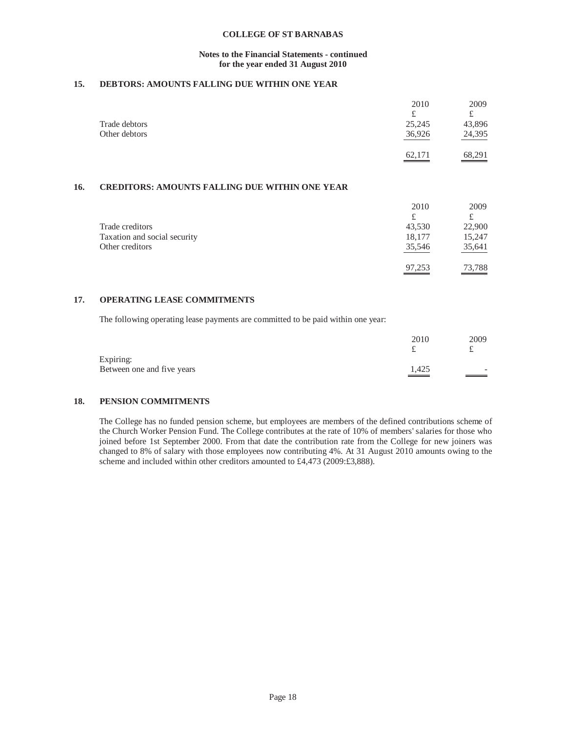# COLLEGE OF ST BARNABAS

## Notes to the Financial Statements - continued for the year ended 31 August 2010

### 15. DEBTORS: AMOUNTS FALLING DUE WITHIN ONE YEAR

| | 2010 | 2009 |
|---|---|---|
| | £ | £ |
| Trade debtors | 25,245 | 43,896 |
| Other debtors | 36,926 | 24,395 |
| | 62,171 | 68,291 |

### 16. CREDITORS: AMOUNTS FALLING DUE WITHIN ONE YEAR

| | 2010 | 2009 |
|---|---|---|
| | £ | £ |
| Trade creditors | 43,530 | 22,900 |
| Taxation and social security | 18,177 | 15,247 |
| Other creditors | 35,546 | 35,641 |
| | 97,253 | 73,788 |

### 17. OPERATING LEASE COMMITMENTS

The following operating lease payments are committed to be paid within one year:

| | 2010 | 2009 |
|---|---|---|
| | £ | £ |
| Expiring: | | |
| Between one and five years | 1,425 | - |

### 18. PENSION COMMITMENTS

The College has no funded pension scheme, but employees are members of the defined contributions scheme of the Church Worker Pension Fund. The College contributes at the rate of 10% of members' salaries for those who joined before 1st September 2000. From that date the contribution rate from the College for new joiners was changed to 8% of salary with those employees now contributing 4%. At 31 August 2010 amounts owing to the scheme and included within other creditors amounted to £4,473 (2009:£3,888).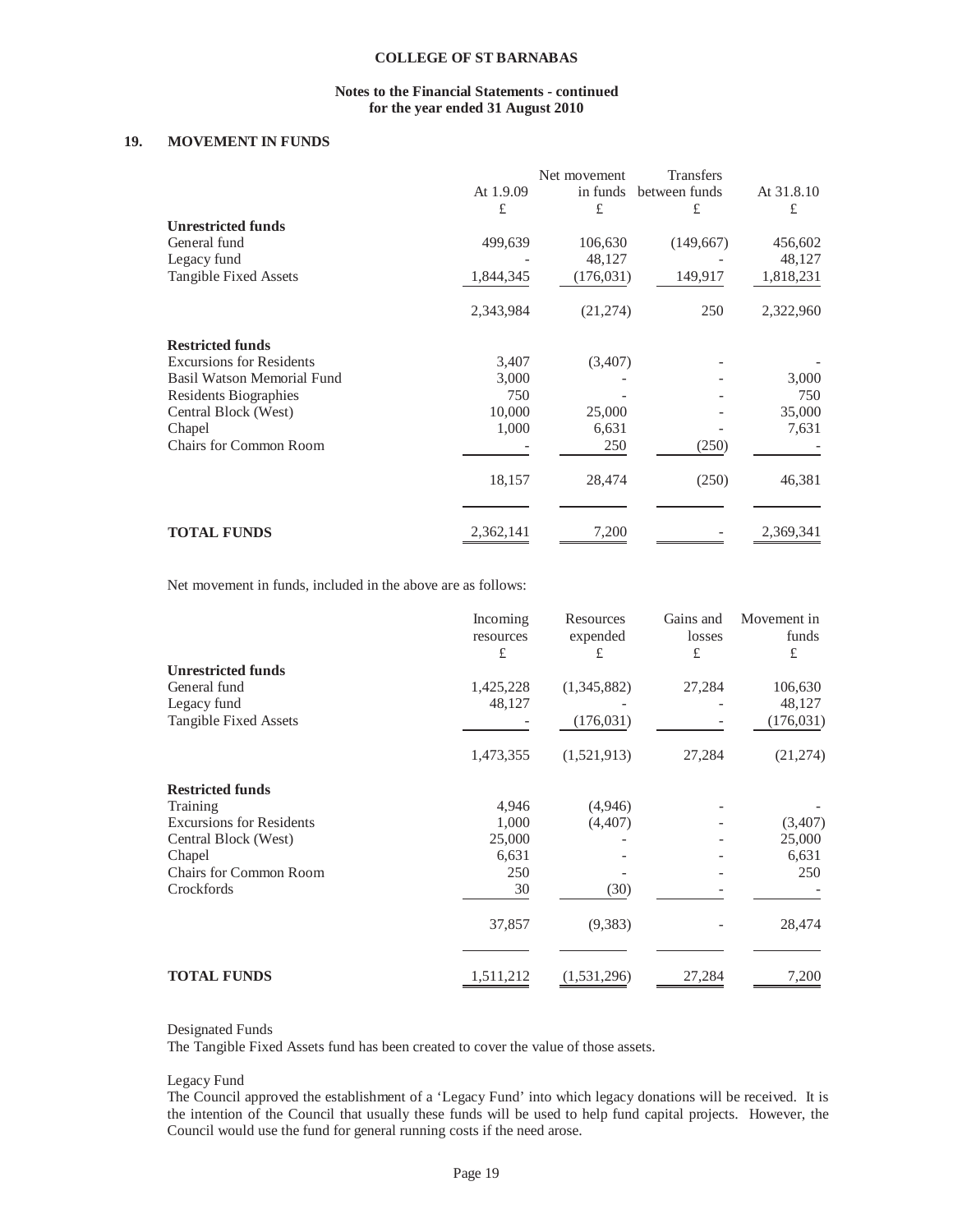**COLLEGE OF ST BARNABAS**

**Notes to the Financial Statements - continued**
**for the year ended 31 August 2010**

## 19. MOVEMENT IN FUNDS

| | At 1.9.09 | Net movement in funds | Transfers between funds | At 31.8.10 |
|---|---|---|---|---|
| | £ | £ | £ | £ |
| **Unrestricted funds** | | | | |
| General fund | 499,639 | 106,630 | (149,667) | 456,602 |
| Legacy fund | - | 48,127 | - | 48,127 |
| Tangible Fixed Assets | 1,844,345 | (176,031) | 149,917 | 1,818,231 |
| | 2,343,984 | (21,274) | 250 | 2,322,960 |
| **Restricted funds** | | | | |
| Excursions for Residents | 3,407 | (3,407) | - | - |
| Basil Watson Memorial Fund | 3,000 | - | - | 3,000 |
| Residents Biographies | 750 | - | - | 750 |
| Central Block (West) | 10,000 | 25,000 | - | 35,000 |
| Chapel | 1,000 | 6,631 | - | 7,631 |
| Chairs for Common Room | - | 250 | (250) | - |
| | 18,157 | 28,474 | (250) | 46,381 |
| **TOTAL FUNDS** | 2,362,141 | 7,200 | - | 2,369,341 |

Net movement in funds, included in the above are as follows:

| | Incoming resources | Resources expended | Gains and losses | Movement in funds |
|---|---|---|---|---|
| | £ | £ | £ | £ |
| **Unrestricted funds** | | | | |
| General fund | 1,425,228 | (1,345,882) | 27,284 | 106,630 |
| Legacy fund | 48,127 | - | - | 48,127 |
| Tangible Fixed Assets | - | (176,031) | - | (176,031) |
| | 1,473,355 | (1,521,913) | 27,284 | (21,274) |
| **Restricted funds** | | | | |
| Training | 4,946 | (4,946) | - | - |
| Excursions for Residents | 1,000 | (4,407) | - | (3,407) |
| Central Block (West) | 25,000 | - | - | 25,000 |
| Chapel | 6,631 | - | - | 6,631 |
| Chairs for Common Room | 250 | - | - | 250 |
| Crockfords | 30 | (30) | - | - |
| | 37,857 | (9,383) | - | 28,474 |
| **TOTAL FUNDS** | 1,511,212 | (1,531,296) | 27,284 | 7,200 |

Designated Funds
The Tangible Fixed Assets fund has been created to cover the value of those assets.

Legacy Fund
The Council approved the establishment of a 'Legacy Fund' into which legacy donations will be received. It is the intention of the Council that usually these funds will be used to help fund capital projects. However, the Council would use the fund for general running costs if the need arose.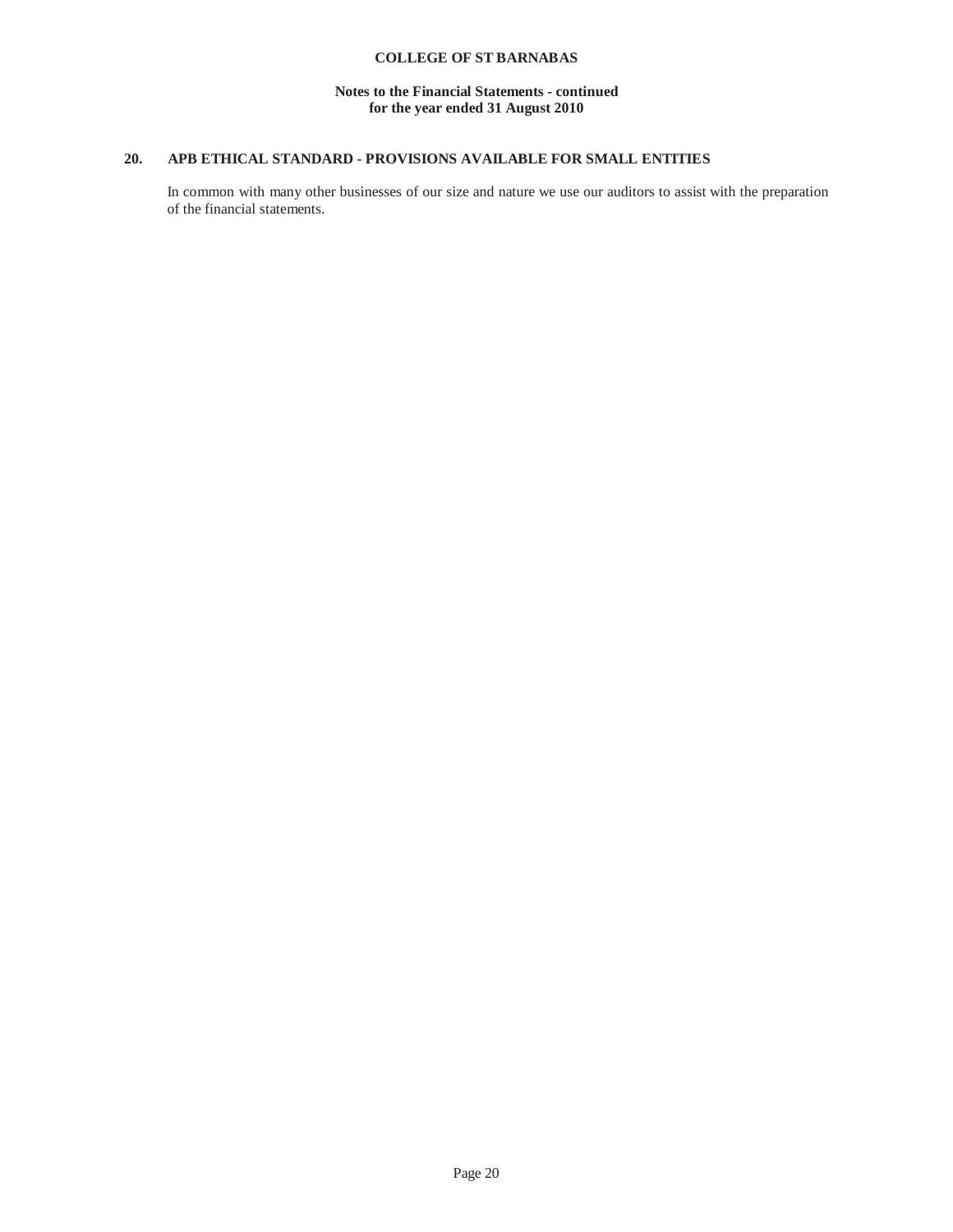## 20. APB ETHICAL STANDARD - PROVISIONS AVAILABLE FOR SMALL ENTITIES

In common with many other businesses of our size and nature we use our auditors to assist with the preparation of the financial statements.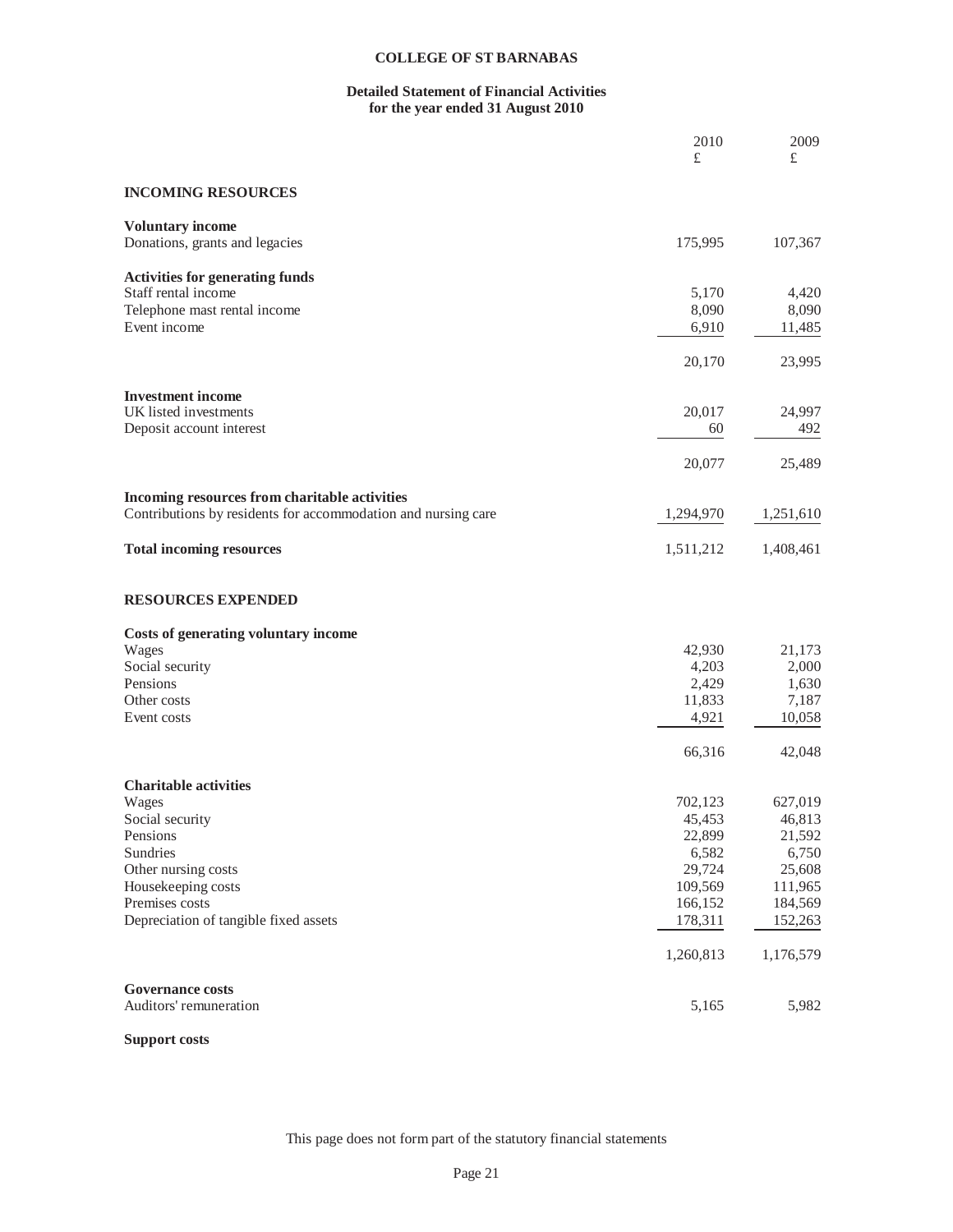**COLLEGE OF ST BARNABAS**

**Detailed Statement of Financial Activities for the year ended 31 August 2010**

| | 2010 £ | 2009 £ |
|---|---|---|
| **INCOMING RESOURCES** | | |
| **Voluntary income** | | |
| Donations, grants and legacies | 175,995 | 107,367 |
| **Activities for generating funds** | | |
| Staff rental income | 5,170 | 4,420 |
| Telephone mast rental income | 8,090 | 8,090 |
| Event income | 6,910 | 11,485 |
| | 20,170 | 23,995 |
| **Investment income** | | |
| UK listed investments | 20,017 | 24,997 |
| Deposit account interest | 60 | 492 |
| | 20,077 | 25,489 |
| **Incoming resources from charitable activities** | | |
| Contributions by residents for accommodation and nursing care | 1,294,970 | 1,251,610 |
| **Total incoming resources** | 1,511,212 | 1,408,461 |
| **RESOURCES EXPENDED** | | |
| **Costs of generating voluntary income** | | |
| Wages | 42,930 | 21,173 |
| Social security | 4,203 | 2,000 |
| Pensions | 2,429 | 1,630 |
| Other costs | 11,833 | 7,187 |
| Event costs | 4,921 | 10,058 |
| | 66,316 | 42,048 |
| **Charitable activities** | | |
| Wages | 702,123 | 627,019 |
| Social security | 45,453 | 46,813 |
| Pensions | 22,899 | 21,592 |
| Sundries | 6,582 | 6,750 |
| Other nursing costs | 29,724 | 25,608 |
| Housekeeping costs | 109,569 | 111,965 |
| Premises costs | 166,152 | 184,569 |
| Depreciation of tangible fixed assets | 178,311 | 152,263 |
| | 1,260,813 | 1,176,579 |
| **Governance costs** | | |
| Auditors' remuneration | 5,165 | 5,982 |
| **Support costs** | | |

This page does not form part of the statutory financial statements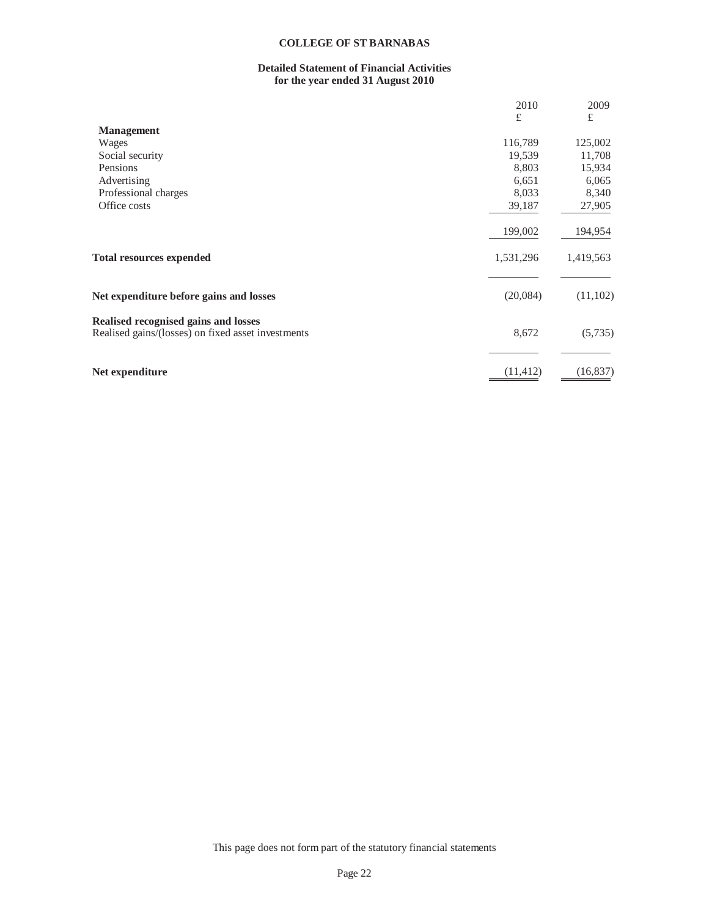**COLLEGE OF ST BARNABAS**

**Detailed Statement of Financial Activities**
**for the year ended 31 August 2010**

| | 2010 | 2009 |
|---|---|---|
| | £ | £ |
| **Management** | | |
| Wages | 116,789 | 125,002 |
| Social security | 19,539 | 11,708 |
| Pensions | 8,803 | 15,934 |
| Advertising | 6,651 | 6,065 |
| Professional charges | 8,033 | 8,340 |
| Office costs | 39,187 | 27,905 |
| | 199,002 | 194,954 |
| **Total resources expended** | 1,531,296 | 1,419,563 |
| **Net expenditure before gains and losses** | (20,084) | (11,102) |
| **Realised recognised gains and losses** | | |
| Realised gains/(losses) on fixed asset investments | 8,672 | (5,735) |
| **Net expenditure** | (11,412) | (16,837) |

This page does not form part of the statutory financial statements